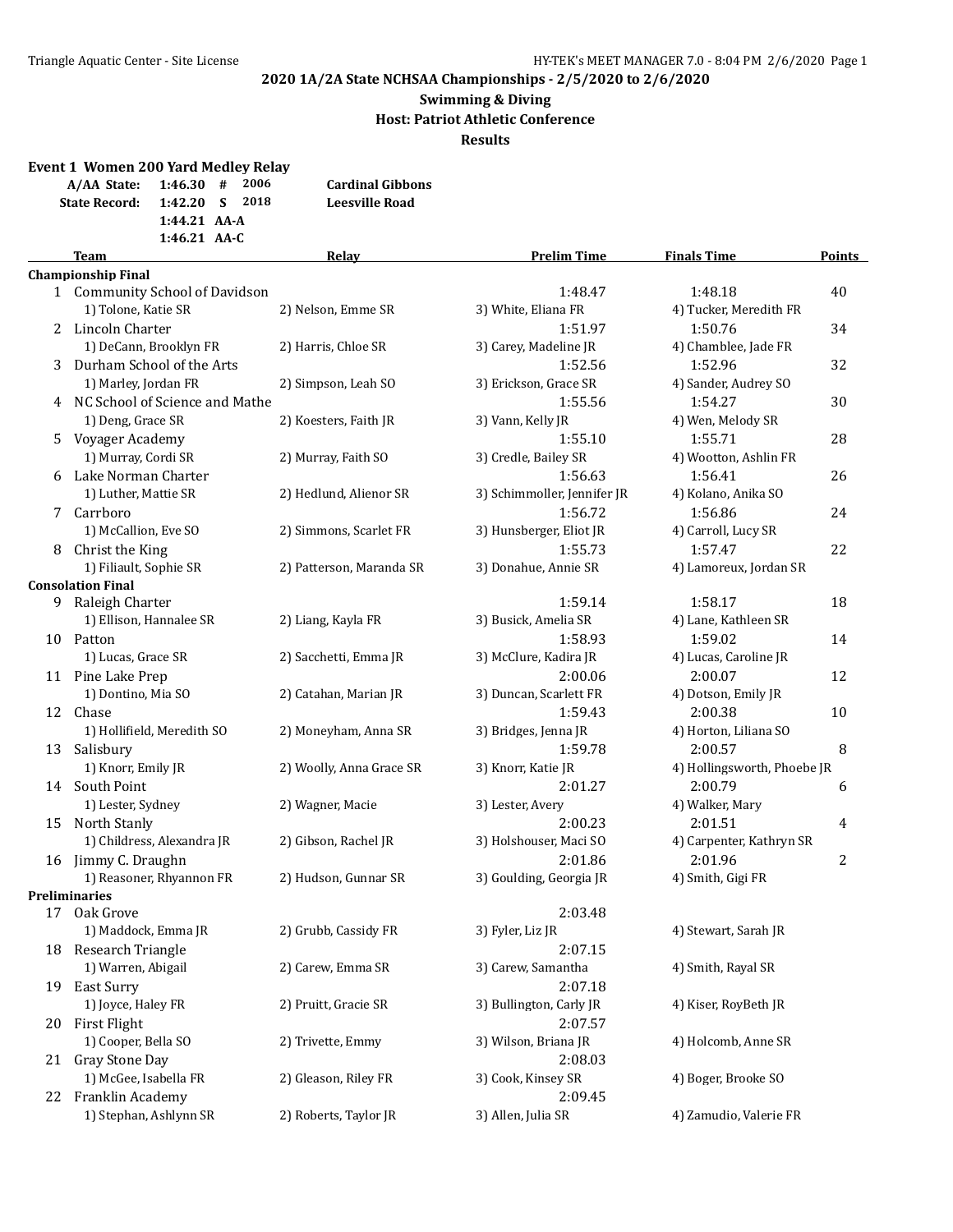**2020 1A/2A State NCHSAA Championships - 2/5/2020 to 2/6/2020**

**Swimming & Diving**

**Host: Patriot Athletic Conference**

**Results**

### Event 1 Women 200 Yard Medley Relay

| | | | | |
|---|---|---|---|---|
| A/AA State: | 1:46.30 | # | 2006 | Cardinal Gibbons |
| State Record: | 1:42.20 | S | 2018 | Leesville Road |
| | 1:44.21 | AA-A | | |
| | 1:46.21 | AA-C | | |

| | Team | Relay | Prelim Time | Finals Time | Points |
|---|---|---|---|---|---|
| **Championship Final** | | | | | |
| 1 | Community School of Davidson | | 1:48.47 | 1:48.18 | 40 |
| | 1) Tolone, Katie SR | 2) Nelson, Emme SR | 3) White, Eliana FR | 4) Tucker, Meredith FR | |
| 2 | Lincoln Charter | | 1:51.97 | 1:50.76 | 34 |
| | 1) DeCann, Brooklyn FR | 2) Harris, Chloe SR | 3) Carey, Madeline JR | 4) Chamblee, Jade FR | |
| 3 | Durham School of the Arts | | 1:52.56 | 1:52.96 | 32 |
| | 1) Marley, Jordan FR | 2) Simpson, Leah SO | 3) Erickson, Grace SR | 4) Sander, Audrey SO | |
| 4 | NC School of Science and Mathe | | 1:55.56 | 1:54.27 | 30 |
| | 1) Deng, Grace SR | 2) Koesters, Faith JR | 3) Vann, Kelly JR | 4) Wen, Melody SR | |
| 5 | Voyager Academy | | 1:55.10 | 1:55.71 | 28 |
| | 1) Murray, Cordi SR | 2) Murray, Faith SO | 3) Credle, Bailey SR | 4) Wootton, Ashlin FR | |
| 6 | Lake Norman Charter | | 1:56.63 | 1:56.41 | 26 |
| | 1) Luther, Mattie SR | 2) Hedlund, Alienor SR | 3) Schimmoller, Jennifer JR | 4) Kolano, Anika SO | |
| 7 | Carrboro | | 1:56.72 | 1:56.86 | 24 |
| | 1) McCallion, Eve SO | 2) Simmons, Scarlet FR | 3) Hunsberger, Eliot JR | 4) Carroll, Lucy SR | |
| 8 | Christ the King | | 1:55.73 | 1:57.47 | 22 |
| | 1) Filiault, Sophie SR | 2) Patterson, Maranda SR | 3) Donahue, Annie SR | 4) Lamoreux, Jordan SR | |
| **Consolation Final** | | | | | |
| 9 | Raleigh Charter | | 1:59.14 | 1:58.17 | 18 |
| | 1) Ellison, Hannalee SR | 2) Liang, Kayla FR | 3) Busick, Amelia SR | 4) Lane, Kathleen SR | |
| 10 | Patton | | 1:58.93 | 1:59.02 | 14 |
| | 1) Lucas, Grace SR | 2) Sacchetti, Emma JR | 3) McClure, Kadira JR | 4) Lucas, Caroline JR | |
| 11 | Pine Lake Prep | | 2:00.06 | 2:00.07 | 12 |
| | 1) Dontino, Mia SO | 2) Catahan, Marian JR | 3) Duncan, Scarlett FR | 4) Dotson, Emily JR | |
| 12 | Chase | | 1:59.43 | 2:00.38 | 10 |
| | 1) Hollifield, Meredith SO | 2) Moneyham, Anna SR | 3) Bridges, Jenna JR | 4) Horton, Liliana SO | |
| 13 | Salisbury | | 1:59.78 | 2:00.57 | 8 |
| | 1) Knorr, Emily JR | 2) Woolly, Anna Grace SR | 3) Knorr, Katie JR | 4) Hollingsworth, Phoebe JR | |
| 14 | South Point | | 2:01.27 | 2:00.79 | 6 |
| | 1) Lester, Sydney | 2) Wagner, Macie | 3) Lester, Avery | 4) Walker, Mary | |
| 15 | North Stanly | | 2:00.23 | 2:01.51 | 4 |
| | 1) Childress, Alexandra JR | 2) Gibson, Rachel JR | 3) Holshouser, Maci SO | 4) Carpenter, Kathryn SR | |
| 16 | Jimmy C. Draughn | | 2:01.86 | 2:01.96 | 2 |
| | 1) Reasoner, Rhyannon FR | 2) Hudson, Gunnar SR | 3) Goulding, Georgia JR | 4) Smith, Gigi FR | |
| **Preliminaries** | | | | | |
| 17 | Oak Grove | | 2:03.48 | | |
| | 1) Maddock, Emma JR | 2) Grubb, Cassidy FR | 3) Fyler, Liz JR | 4) Stewart, Sarah JR | |
| 18 | Research Triangle | | 2:07.15 | | |
| | 1) Warren, Abigail | 2) Carew, Emma SR | 3) Carew, Samantha | 4) Smith, Rayal SR | |
| 19 | East Surry | | 2:07.18 | | |
| | 1) Joyce, Haley FR | 2) Pruitt, Gracie SR | 3) Bullington, Carly JR | 4) Kiser, RoyBeth JR | |
| 20 | First Flight | | 2:07.57 | | |
| | 1) Cooper, Bella SO | 2) Trivette, Emmy | 3) Wilson, Briana JR | 4) Holcomb, Anne SR | |
| 21 | Gray Stone Day | | 2:08.03 | | |
| | 1) McGee, Isabella FR | 2) Gleason, Riley FR | 3) Cook, Kinsey SR | 4) Boger, Brooke SO | |
| 22 | Franklin Academy | | 2:09.45 | | |
| | 1) Stephan, Ashlynn SR | 2) Roberts, Taylor JR | 3) Allen, Julia SR | 4) Zamudio, Valerie FR | |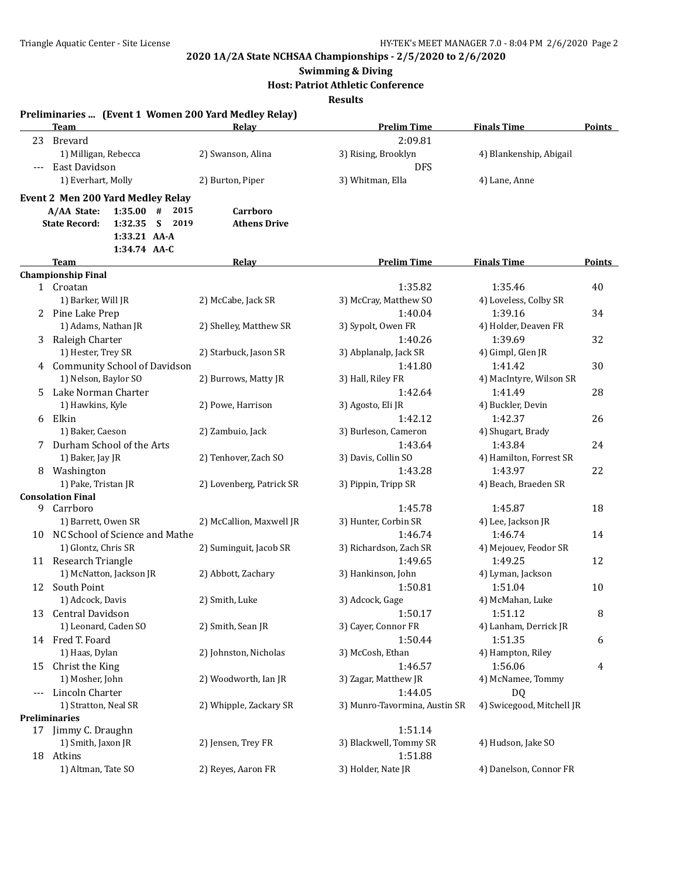**2020 1A/2A State NCHSAA Championships - 2/5/2020 to 2/6/2020**

**Swimming & Diving**

**Host: Patriot Athletic Conference**

**Results**

**Preliminaries ... (Event 1 Women 200 Yard Medley Relay)**

| | Team | Relay | Prelim Time | Finals Time | Points |
|---|---|---|---|---|---|
| 23 | Brevard | | 2:09.81 | | |
| | 1) Milligan, Rebecca | 2) Swanson, Alina | 3) Rising, Brooklyn | 4) Blankenship, Abigail | |
| --- | East Davidson | | DFS | | |
| | 1) Everhart, Molly | 2) Burton, Piper | 3) Whitman, Ella | 4) Lane, Anne | |

**Event 2 Men 200 Yard Medley Relay**

| | | | | |
|---|---|---|---|---|
| A/AA State: | 1:35.00 | # | 2015 | Carrboro |
| State Record: | 1:32.35 | S | 2019 | Athens Drive |
| | 1:33.21 | AA-A | | |
| | 1:34.74 | AA-C | | |

| | Team | Relay | Prelim Time | Finals Time | Points |
|---|---|---|---|---|---|
| **Championship Final** | | | | | |
| 1 | Croatan | | 1:35.82 | 1:35.46 | 40 |
| | 1) Barker, Will JR | 2) McCabe, Jack SR | 3) McCray, Matthew SO | 4) Loveless, Colby SR | |
| 2 | Pine Lake Prep | | 1:40.04 | 1:39.16 | 34 |
| | 1) Adams, Nathan JR | 2) Shelley, Matthew SR | 3) Sypolt, Owen FR | 4) Holder, Deaven FR | |
| 3 | Raleigh Charter | | 1:40.26 | 1:39.69 | 32 |
| | 1) Hester, Trey SR | 2) Starbuck, Jason SR | 3) Abplanalp, Jack SR | 4) Gimpl, Glen JR | |
| 4 | Community School of Davidson | | 1:41.80 | 1:41.42 | 30 |
| | 1) Nelson, Baylor SO | 2) Burrows, Matty JR | 3) Hall, Riley FR | 4) MacIntyre, Wilson SR | |
| 5 | Lake Norman Charter | | 1:42.64 | 1:41.49 | 28 |
| | 1) Hawkins, Kyle | 2) Powe, Harrison | 3) Agosto, Eli JR | 4) Buckler, Devin | |
| 6 | Elkin | | 1:42.12 | 1:42.37 | 26 |
| | 1) Baker, Caeson | 2) Zambuio, Jack | 3) Burleson, Cameron | 4) Shugart, Brady | |
| 7 | Durham School of the Arts | | 1:43.64 | 1:43.84 | 24 |
| | 1) Baker, Jay JR | 2) Tenhover, Zach SO | 3) Davis, Collin SO | 4) Hamilton, Forrest SR | |
| 8 | Washington | | 1:43.28 | 1:43.97 | 22 |
| | 1) Pake, Tristan JR | 2) Lovenberg, Patrick SR | 3) Pippin, Tripp SR | 4) Beach, Braeden SR | |
| **Consolation Final** | | | | | |
| 9 | Carrboro | | 1:45.78 | 1:45.87 | 18 |
| | 1) Barrett, Owen SR | 2) McCallion, Maxwell JR | 3) Hunter, Corbin SR | 4) Lee, Jackson JR | |
| 10 | NC School of Science and Mathe | | 1:46.74 | 1:46.74 | 14 |
| | 1) Glontz, Chris SR | 2) Suminguit, Jacob SR | 3) Richardson, Zach SR | 4) Mejouev, Feodor SR | |
| 11 | Research Triangle | | 1:49.65 | 1:49.25 | 12 |
| | 1) McNatton, Jackson JR | 2) Abbott, Zachary | 3) Hankinson, John | 4) Lyman, Jackson | |
| 12 | South Point | | 1:50.81 | 1:51.04 | 10 |
| | 1) Adcock, Davis | 2) Smith, Luke | 3) Adcock, Gage | 4) McMahan, Luke | |
| 13 | Central Davidson | | 1:50.17 | 1:51.12 | 8 |
| | 1) Leonard, Caden SO | 2) Smith, Sean JR | 3) Cayer, Connor FR | 4) Lanham, Derrick JR | |
| 14 | Fred T. Foard | | 1:50.44 | 1:51.35 | 6 |
| | 1) Haas, Dylan | 2) Johnston, Nicholas | 3) McCosh, Ethan | 4) Hampton, Riley | |
| 15 | Christ the King | | 1:46.57 | 1:56.06 | 4 |
| | 1) Mosher, John | 2) Woodworth, Ian JR | 3) Zagar, Matthew JR | 4) McNamee, Tommy | |
| --- | Lincoln Charter | | 1:44.05 | DQ | |
| | 1) Stratton, Neal SR | 2) Whipple, Zackary SR | 3) Munro-Tavormina, Austin SR | 4) Swicegood, Mitchell JR | |
| **Preliminaries** | | | | | |
| 17 | Jimmy C. Draughn | | 1:51.14 | | |
| | 1) Smith, Jaxon JR | 2) Jensen, Trey FR | 3) Blackwell, Tommy SR | 4) Hudson, Jake SO | |
| 18 | Atkins | | 1:51.88 | | |
| | 1) Altman, Tate SO | 2) Reyes, Aaron FR | 3) Holder, Nate JR | 4) Danelson, Connor FR | |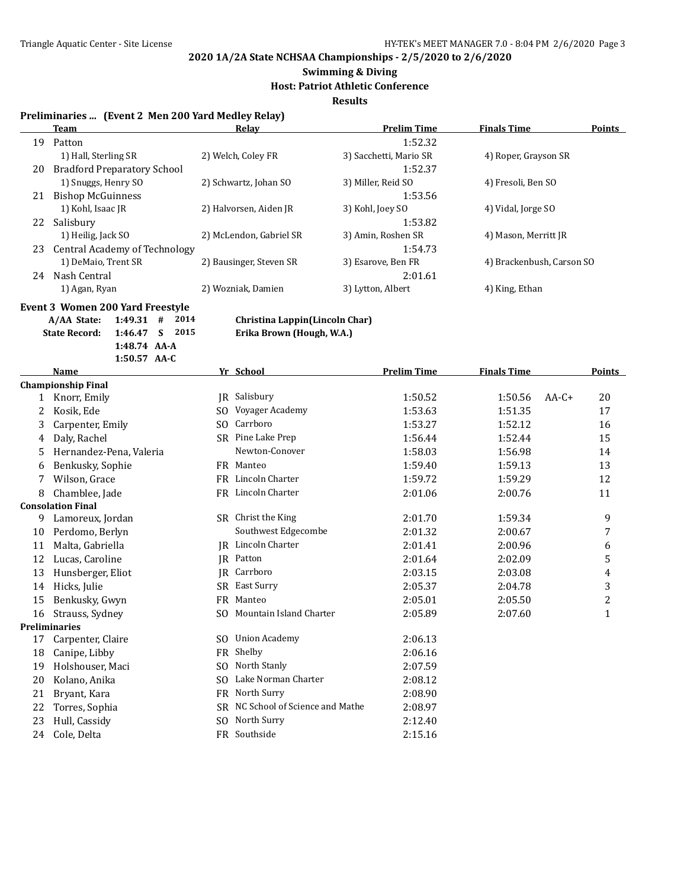## 2020 1A/2A State NCHSAA Championships - 2/5/2020 to 2/6/2020

**Swimming & Diving**

**Host: Patriot Athletic Conference**

**Results**

### Preliminaries ... (Event 2 Men 200 Yard Medley Relay)

| | Team | Relay | | Prelim Time | Finals Time | Points |
|---|---|---|---|---|---|---|
| 19 | Patton | | | 1:52.32 | | |
| | 1) Hall, Sterling SR | 2) Welch, Coley FR | 3) Sacchetti, Mario SR | 4) Roper, Grayson SR | | |
| 20 | Bradford Preparatory School | | | 1:52.37 | | |
| | 1) Snuggs, Henry SO | 2) Schwartz, Johan SO | 3) Miller, Reid SO | 4) Fresoli, Ben SO | | |
| 21 | Bishop McGuinness | | | 1:53.56 | | |
| | 1) Kohl, Isaac JR | 2) Halvorsen, Aiden JR | 3) Kohl, Joey SO | 4) Vidal, Jorge SO | | |
| 22 | Salisbury | | | 1:53.82 | | |
| | 1) Heilig, Jack SO | 2) McLendon, Gabriel SR | 3) Amin, Roshen SR | 4) Mason, Merritt JR | | |
| 23 | Central Academy of Technology | | | 1:54.73 | | |
| | 1) DeMaio, Trent SR | 2) Bausinger, Steven SR | 3) Esarove, Ben FR | 4) Brackenbush, Carson SO | | |
| 24 | Nash Central | | | 2:01.61 | | |
| | 1) Agan, Ryan | 2) Wozniak, Damien | 3) Lytton, Albert | 4) King, Ethan | | |

### Event 3 Women 200 Yard Freestyle

| | | | | |
|---|---|---|---|---|
| A/AA State: | 1:49.31 | # | 2014 | Christina Lappin(Lincoln Char) |
| State Record: | 1:46.47 | S | 2015 | Erika Brown (Hough, W.A.) |
| | 1:48.74 | AA-A | | |
| | 1:50.57 | AA-C | | |

| | Name | Yr | School | Prelim Time | Finals Time | | Points |
|---|---|---|---|---|---|---|---|
| **Championship Final** | | | | | | | |
| 1 | Knorr, Emily | JR | Salisbury | 1:50.52 | 1:50.56 | AA-C+ | 20 |
| 2 | Kosik, Ede | SO | Voyager Academy | 1:53.63 | 1:51.35 | | 17 |
| 3 | Carpenter, Emily | SO | Carrboro | 1:53.27 | 1:52.12 | | 16 |
| 4 | Daly, Rachel | SR | Pine Lake Prep | 1:56.44 | 1:52.44 | | 15 |
| 5 | Hernandez-Pena, Valeria | | Newton-Conover | 1:58.03 | 1:56.98 | | 14 |
| 6 | Benkusky, Sophie | FR | Manteo | 1:59.40 | 1:59.13 | | 13 |
| 7 | Wilson, Grace | FR | Lincoln Charter | 1:59.72 | 1:59.29 | | 12 |
| 8 | Chamblee, Jade | FR | Lincoln Charter | 2:01.06 | 2:00.76 | | 11 |
| **Consolation Final** | | | | | | | |
| 9 | Lamoreux, Jordan | SR | Christ the King | 2:01.70 | 1:59.34 | | 9 |
| 10 | Perdomo, Berlyn | | Southwest Edgecombe | 2:01.32 | 2:00.67 | | 7 |
| 11 | Malta, Gabriella | JR | Lincoln Charter | 2:01.41 | 2:00.96 | | 6 |
| 12 | Lucas, Caroline | JR | Patton | 2:01.64 | 2:02.09 | | 5 |
| 13 | Hunsberger, Eliot | JR | Carrboro | 2:03.15 | 2:03.08 | | 4 |
| 14 | Hicks, Julie | SR | East Surry | 2:05.37 | 2:04.78 | | 3 |
| 15 | Benkusky, Gwyn | FR | Manteo | 2:05.01 | 2:05.50 | | 2 |
| 16 | Strauss, Sydney | SO | Mountain Island Charter | 2:05.89 | 2:07.60 | | 1 |
| **Preliminaries** | | | | | | | |
| 17 | Carpenter, Claire | SO | Union Academy | 2:06.13 | | | |
| 18 | Canipe, Libby | FR | Shelby | 2:06.16 | | | |
| 19 | Holshouser, Maci | SO | North Stanly | 2:07.59 | | | |
| 20 | Kolano, Anika | SO | Lake Norman Charter | 2:08.12 | | | |
| 21 | Bryant, Kara | FR | North Surry | 2:08.90 | | | |
| 22 | Torres, Sophia | SR | NC School of Science and Mathe | 2:08.97 | | | |
| 23 | Hull, Cassidy | SO | North Surry | 2:12.40 | | | |
| 24 | Cole, Delta | FR | Southside | 2:15.16 | | | |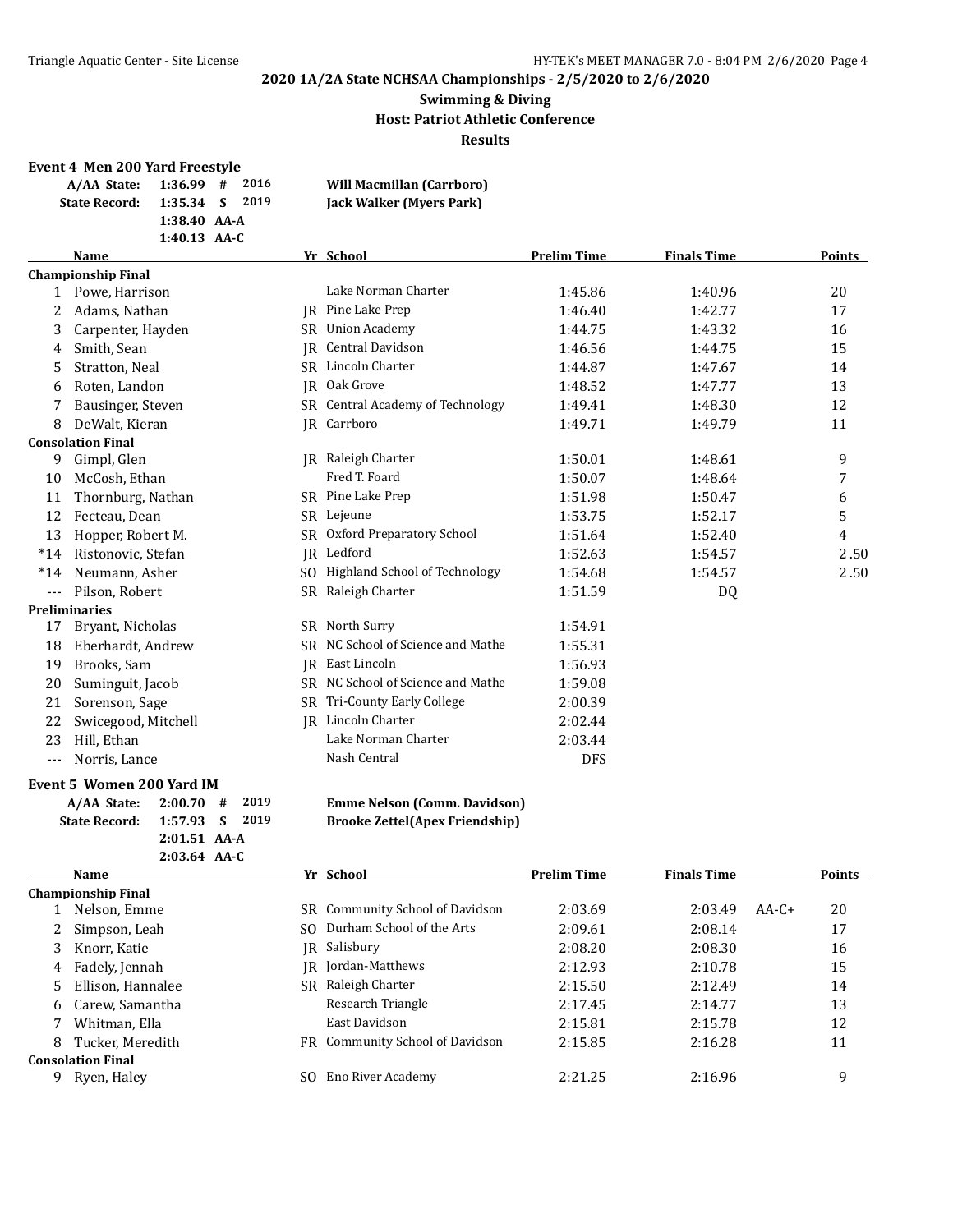## 2020 1A/2A State NCHSAA Championships - 2/5/2020 to 2/6/2020

**Swimming & Diving**

**Host: Patriot Athletic Conference**

**Results**

### Event 4 Men 200 Yard Freestyle

| | | | | |
|---|---|---|---|---|
| A/AA State: | 1:36.99 | # | 2016 | Will Macmillan (Carrboro) |
| State Record: | 1:35.34 | S | 2019 | Jack Walker (Myers Park) |
| | 1:38.40 | AA-A | | |
| | 1:40.13 | AA-C | | |

| | Name | Yr | School | Prelim Time | Finals Time | Points |
|---|---|---|---|---|---|---|
| **Championship Final** | | | | | | |
| 1 | Powe, Harrison | | Lake Norman Charter | 1:45.86 | 1:40.96 | 20 |
| 2 | Adams, Nathan | JR | Pine Lake Prep | 1:46.40 | 1:42.77 | 17 |
| 3 | Carpenter, Hayden | SR | Union Academy | 1:44.75 | 1:43.32 | 16 |
| 4 | Smith, Sean | JR | Central Davidson | 1:46.56 | 1:44.75 | 15 |
| 5 | Stratton, Neal | SR | Lincoln Charter | 1:44.87 | 1:47.67 | 14 |
| 6 | Roten, Landon | JR | Oak Grove | 1:48.52 | 1:47.77 | 13 |
| 7 | Bausinger, Steven | SR | Central Academy of Technology | 1:49.41 | 1:48.30 | 12 |
| 8 | DeWalt, Kieran | JR | Carrboro | 1:49.71 | 1:49.79 | 11 |
| **Consolation Final** | | | | | | |
| 9 | Gimpl, Glen | JR | Raleigh Charter | 1:50.01 | 1:48.61 | 9 |
| 10 | McCosh, Ethan | | Fred T. Foard | 1:50.07 | 1:48.64 | 7 |
| 11 | Thornburg, Nathan | SR | Pine Lake Prep | 1:51.98 | 1:50.47 | 6 |
| 12 | Fecteau, Dean | SR | Lejeune | 1:53.75 | 1:52.17 | 5 |
| 13 | Hopper, Robert M. | SR | Oxford Preparatory School | 1:51.64 | 1:52.40 | 4 |
| *14 | Ristonovic, Stefan | JR | Ledford | 1:52.63 | 1:54.57 | 2.50 |
| *14 | Neumann, Asher | SO | Highland School of Technology | 1:54.68 | 1:54.57 | 2.50 |
| --- | Pilson, Robert | SR | Raleigh Charter | 1:51.59 | DQ | |
| **Preliminaries** | | | | | | |
| 17 | Bryant, Nicholas | SR | North Surry | 1:54.91 | | |
| 18 | Eberhardt, Andrew | SR | NC School of Science and Mathe | 1:55.31 | | |
| 19 | Brooks, Sam | JR | East Lincoln | 1:56.93 | | |
| 20 | Suminguit, Jacob | SR | NC School of Science and Mathe | 1:59.08 | | |
| 21 | Sorenson, Sage | SR | Tri-County Early College | 2:00.39 | | |
| 22 | Swicegood, Mitchell | JR | Lincoln Charter | 2:02.44 | | |
| 23 | Hill, Ethan | | Lake Norman Charter | 2:03.44 | | |
| --- | Norris, Lance | | Nash Central | DFS | | |

### Event 5 Women 200 Yard IM

| | | | | |
|---|---|---|---|---|
| A/AA State: | 2:00.70 | # | 2019 | Emme Nelson (Comm. Davidson) |
| State Record: | 1:57.93 | S | 2019 | Brooke Zettel(Apex Friendship) |
| | 2:01.51 | AA-A | | |
| | 2:03.64 | AA-C | | |

| | Name | Yr | School | Prelim Time | Finals Time | | Points |
|---|---|---|---|---|---|---|---|
| **Championship Final** | | | | | | | |
| 1 | Nelson, Emme | SR | Community School of Davidson | 2:03.69 | 2:03.49 | AA-C+ | 20 |
| 2 | Simpson, Leah | SO | Durham School of the Arts | 2:09.61 | 2:08.14 | | 17 |
| 3 | Knorr, Katie | JR | Salisbury | 2:08.20 | 2:08.30 | | 16 |
| 4 | Fadely, Jennah | JR | Jordan-Matthews | 2:12.93 | 2:10.78 | | 15 |
| 5 | Ellison, Hannalee | SR | Raleigh Charter | 2:15.50 | 2:12.49 | | 14 |
| 6 | Carew, Samantha | | Research Triangle | 2:17.45 | 2:14.77 | | 13 |
| 7 | Whitman, Ella | | East Davidson | 2:15.81 | 2:15.78 | | 12 |
| 8 | Tucker, Meredith | FR | Community School of Davidson | 2:15.85 | 2:16.28 | | 11 |
| **Consolation Final** | | | | | | | |
| 9 | Ryen, Haley | SO | Eno River Academy | 2:21.25 | 2:16.96 | | 9 |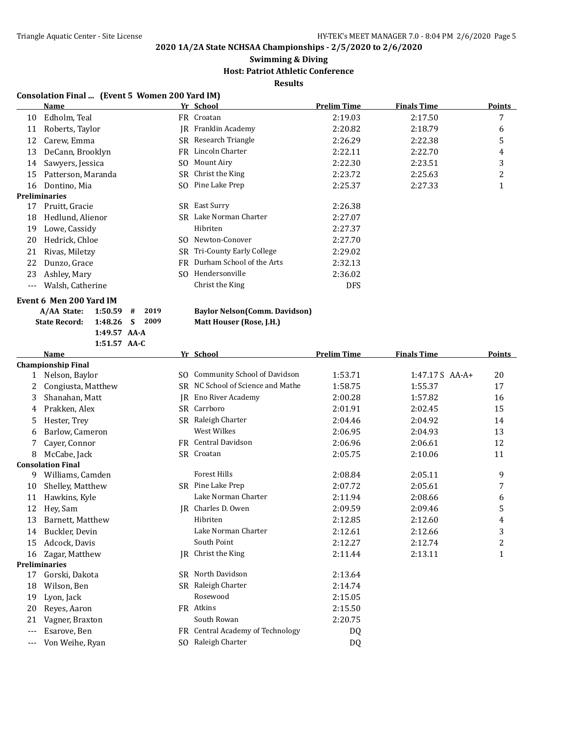## 2020 1A/2A State NCHSAA Championships - 2/5/2020 to 2/6/2020

### Swimming & Diving

### Host: Patriot Athletic Conference

### Results

**Consolation Final ... (Event 5 Women 200 Yard IM)**

| | Name | Yr | School | Prelim Time | Finals Time | Points |
|---|---|---|---|---|---|---|
| 10 | Edholm, Teal | FR | Croatan | 2:19.03 | 2:17.50 | 7 |
| 11 | Roberts, Taylor | JR | Franklin Academy | 2:20.82 | 2:18.79 | 6 |
| 12 | Carew, Emma | SR | Research Triangle | 2:26.29 | 2:22.38 | 5 |
| 13 | DeCann, Brooklyn | FR | Lincoln Charter | 2:22.11 | 2:22.70 | 4 |
| 14 | Sawyers, Jessica | SO | Mount Airy | 2:22.30 | 2:23.51 | 3 |
| 15 | Patterson, Maranda | SR | Christ the King | 2:23.72 | 2:25.63 | 2 |
| 16 | Dontino, Mia | SO | Pine Lake Prep | 2:25.37 | 2:27.33 | 1 |
| **Preliminaries** | | | | | | |
| 17 | Pruitt, Gracie | SR | East Surry | 2:26.38 | | |
| 18 | Hedlund, Alienor | SR | Lake Norman Charter | 2:27.07 | | |
| 19 | Lowe, Cassidy | | Hibriten | 2:27.37 | | |
| 20 | Hedrick, Chloe | SO | Newton-Conover | 2:27.70 | | |
| 21 | Rivas, Miletzy | SR | Tri-County Early College | 2:29.02 | | |
| 22 | Dunzo, Grace | FR | Durham School of the Arts | 2:32.13 | | |
| 23 | Ashley, Mary | SO | Hendersonville | 2:36.02 | | |
| --- | Walsh, Catherine | | Christ the King | DFS | | |

**Event 6 Men 200 Yard IM**

| | | | | |
|---|---|---|---|---|
| A/AA State: | 1:50.59 | # | 2019 | Baylor Nelson(Comm. Davidson) |
| State Record: | 1:48.26 | S | 2009 | Matt Houser (Rose, J.H.) |
| | 1:49.57 | AA-A | | |
| | 1:51.57 | AA-C | | |

| | Name | Yr | School | Prelim Time | Finals Time | Points |
|---|---|---|---|---|---|---|
| **Championship Final** | | | | | | |
| 1 | Nelson, Baylor | SO | Community School of Davidson | 1:53.71 | 1:47.17 S AA-A+ | 20 |
| 2 | Congiusta, Matthew | SR | NC School of Science and Mathe | 1:58.75 | 1:55.37 | 17 |
| 3 | Shanahan, Matt | JR | Eno River Academy | 2:00.28 | 1:57.82 | 16 |
| 4 | Prakken, Alex | SR | Carrboro | 2:01.91 | 2:02.45 | 15 |
| 5 | Hester, Trey | SR | Raleigh Charter | 2:04.46 | 2:04.92 | 14 |
| 6 | Barlow, Cameron | | West Wilkes | 2:06.95 | 2:04.93 | 13 |
| 7 | Cayer, Connor | FR | Central Davidson | 2:06.96 | 2:06.61 | 12 |
| 8 | McCabe, Jack | SR | Croatan | 2:05.75 | 2:10.06 | 11 |
| **Consolation Final** | | | | | | |
| 9 | Williams, Camden | | Forest Hills | 2:08.84 | 2:05.11 | 9 |
| 10 | Shelley, Matthew | SR | Pine Lake Prep | 2:07.72 | 2:05.61 | 7 |
| 11 | Hawkins, Kyle | | Lake Norman Charter | 2:11.94 | 2:08.66 | 6 |
| 12 | Hey, Sam | JR | Charles D. Owen | 2:09.59 | 2:09.46 | 5 |
| 13 | Barnett, Matthew | | Hibriten | 2:12.85 | 2:12.60 | 4 |
| 14 | Buckler, Devin | | Lake Norman Charter | 2:12.61 | 2:12.66 | 3 |
| 15 | Adcock, Davis | | South Point | 2:12.27 | 2:12.74 | 2 |
| 16 | Zagar, Matthew | JR | Christ the King | 2:11.44 | 2:13.11 | 1 |
| **Preliminaries** | | | | | | |
| 17 | Gorski, Dakota | SR | North Davidson | 2:13.64 | | |
| 18 | Wilson, Ben | SR | Raleigh Charter | 2:14.74 | | |
| 19 | Lyon, Jack | | Rosewood | 2:15.05 | | |
| 20 | Reyes, Aaron | FR | Atkins | 2:15.50 | | |
| 21 | Vagner, Braxton | | South Rowan | 2:20.75 | | |
| --- | Esarove, Ben | FR | Central Academy of Technology | DQ | | |
| --- | Von Weihe, Ryan | SO | Raleigh Charter | DQ | | |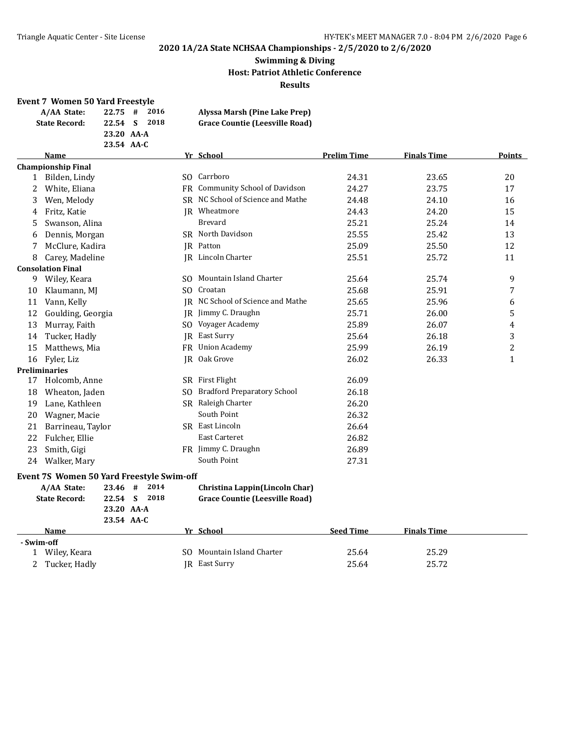# 2020 1A/2A State NCHSAA Championships - 2/5/2020 to 2/6/2020

## Swimming & Diving

### Host: Patriot Athletic Conference

### Results

**Event 7 Women 50 Yard Freestyle**

| | | | |
|---|---|---|---|
| **A/AA State:** | **22.75 # 2016** | **Alyssa Marsh (Pine Lake Prep)** |
| **State Record:** | **22.54 S 2018** | **Grace Countie (Leesville Road)** |
| | **23.20 AA-A** | |
| | **23.54 AA-C** | |

| | Name | Yr | School | Prelim Time | Finals Time | Points |
|---|---|---|---|---|---|---|
| **Championship Final** | | | | | | |
| 1 | Bilden, Lindy | SO | Carrboro | 24.31 | 23.65 | 20 |
| 2 | White, Eliana | FR | Community School of Davidson | 24.27 | 23.75 | 17 |
| 3 | Wen, Melody | SR | NC School of Science and Mathe | 24.48 | 24.10 | 16 |
| 4 | Fritz, Katie | JR | Wheatmore | 24.43 | 24.20 | 15 |
| 5 | Swanson, Alina | | Brevard | 25.21 | 25.24 | 14 |
| 6 | Dennis, Morgan | SR | North Davidson | 25.55 | 25.42 | 13 |
| 7 | McClure, Kadira | JR | Patton | 25.09 | 25.50 | 12 |
| 8 | Carey, Madeline | JR | Lincoln Charter | 25.51 | 25.72 | 11 |
| **Consolation Final** | | | | | | |
| 9 | Wiley, Keara | SO | Mountain Island Charter | 25.64 | 25.74 | 9 |
| 10 | Klaumann, MJ | SO | Croatan | 25.68 | 25.91 | 7 |
| 11 | Vann, Kelly | JR | NC School of Science and Mathe | 25.65 | 25.96 | 6 |
| 12 | Goulding, Georgia | JR | Jimmy C. Draughn | 25.71 | 26.00 | 5 |
| 13 | Murray, Faith | SO | Voyager Academy | 25.89 | 26.07 | 4 |
| 14 | Tucker, Hadly | JR | East Surry | 25.64 | 26.18 | 3 |
| 15 | Matthews, Mia | FR | Union Academy | 25.99 | 26.19 | 2 |
| 16 | Fyler, Liz | JR | Oak Grove | 26.02 | 26.33 | 1 |
| **Preliminaries** | | | | | | |
| 17 | Holcomb, Anne | SR | First Flight | 26.09 | | |
| 18 | Wheaton, Jaden | SO | Bradford Preparatory School | 26.18 | | |
| 19 | Lane, Kathleen | SR | Raleigh Charter | 26.20 | | |
| 20 | Wagner, Macie | | South Point | 26.32 | | |
| 21 | Barrineau, Taylor | SR | East Lincoln | 26.64 | | |
| 22 | Fulcher, Ellie | | East Carteret | 26.82 | | |
| 23 | Smith, Gigi | FR | Jimmy C. Draughn | 26.89 | | |
| 24 | Walker, Mary | | South Point | 27.31 | | |

**Event 7S Women 50 Yard Freestyle Swim-off**

| | | |
|---|---|---|
| **A/AA State:** | **23.46 # 2014** | **Christina Lappin(Lincoln Char)** |
| **State Record:** | **22.54 S 2018** | **Grace Countie (Leesville Road)** |
| | **23.20 AA-A** | |
| | **23.54 AA-C** | |

| | Name | Yr | School | Seed Time | Finals Time |
|---|---|---|---|---|---|
| **- Swim-off** | | | | | |
| 1 | Wiley, Keara | SO | Mountain Island Charter | 25.64 | 25.29 |
| 2 | Tucker, Hadly | JR | East Surry | 25.64 | 25.72 |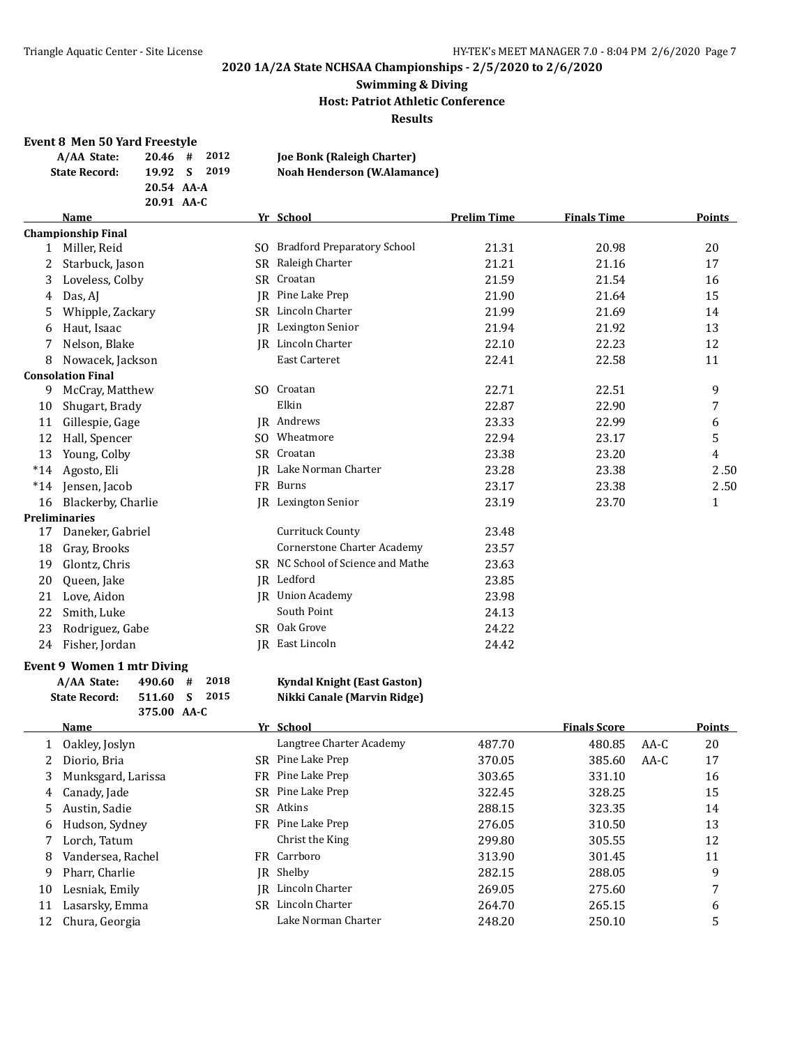**2020 1A/2A State NCHSAA Championships - 2/5/2020 to 2/6/2020**

**Swimming & Diving**

**Host: Patriot Athletic Conference**

**Results**

### Event 8 Men 50 Yard Freestyle

| | | | | |
|---|---|---|---|---|
| A/AA State: | 20.46 | # | 2012 | Joe Bonk (Raleigh Charter) |
| State Record: | 19.92 | S | 2019 | Noah Henderson (W.Alamance) |
| | 20.54 | AA-A | | |
| | 20.91 | AA-C | | |

| | Name | Yr | School | Prelim Time | Finals Time | Points |
|---|---|---|---|---|---|---|
| **Championship Final** | | | | | | |
| 1 | Miller, Reid | SO | Bradford Preparatory School | 21.31 | 20.98 | 20 |
| 2 | Starbuck, Jason | SR | Raleigh Charter | 21.21 | 21.16 | 17 |
| 3 | Loveless, Colby | SR | Croatan | 21.59 | 21.54 | 16 |
| 4 | Das, AJ | JR | Pine Lake Prep | 21.90 | 21.64 | 15 |
| 5 | Whipple, Zackary | SR | Lincoln Charter | 21.99 | 21.69 | 14 |
| 6 | Haut, Isaac | JR | Lexington Senior | 21.94 | 21.92 | 13 |
| 7 | Nelson, Blake | JR | Lincoln Charter | 22.10 | 22.23 | 12 |
| 8 | Nowacek, Jackson | | East Carteret | 22.41 | 22.58 | 11 |
| **Consolation Final** | | | | | | |
| 9 | McCray, Matthew | SO | Croatan | 22.71 | 22.51 | 9 |
| 10 | Shugart, Brady | | Elkin | 22.87 | 22.90 | 7 |
| 11 | Gillespie, Gage | JR | Andrews | 23.33 | 22.99 | 6 |
| 12 | Hall, Spencer | SO | Wheatmore | 22.94 | 23.17 | 5 |
| 13 | Young, Colby | SR | Croatan | 23.38 | 23.20 | 4 |
| *14 | Agosto, Eli | JR | Lake Norman Charter | 23.28 | 23.38 | 2.50 |
| *14 | Jensen, Jacob | FR | Burns | 23.17 | 23.38 | 2.50 |
| 16 | Blackerby, Charlie | JR | Lexington Senior | 23.19 | 23.70 | 1 |
| **Preliminaries** | | | | | | |
| 17 | Daneker, Gabriel | | Currituck County | 23.48 | | |
| 18 | Gray, Brooks | | Cornerstone Charter Academy | 23.57 | | |
| 19 | Glontz, Chris | SR | NC School of Science and Mathe | 23.63 | | |
| 20 | Queen, Jake | JR | Ledford | 23.85 | | |
| 21 | Love, Aidon | JR | Union Academy | 23.98 | | |
| 22 | Smith, Luke | | South Point | 24.13 | | |
| 23 | Rodriguez, Gabe | SR | Oak Grove | 24.22 | | |
| 24 | Fisher, Jordan | JR | East Lincoln | 24.42 | | |

### Event 9 Women 1 mtr Diving

| | | | | |
|---|---|---|---|---|
| A/AA State: | 490.60 | # | 2018 | Kyndal Knight (East Gaston) |
| State Record: | 511.60 | S | 2015 | Nikki Canale (Marvin Ridge) |
| | 375.00 | AA-C | | |

| | Name | Yr | School | | Finals Score | | Points |
|---|---|---|---|---|---|---|---|
| 1 | Oakley, Joslyn | | Langtree Charter Academy | 487.70 | 480.85 | AA-C | 20 |
| 2 | Diorio, Bria | SR | Pine Lake Prep | 370.05 | 385.60 | AA-C | 17 |
| 3 | Munksgard, Larissa | FR | Pine Lake Prep | 303.65 | 331.10 | | 16 |
| 4 | Canady, Jade | SR | Pine Lake Prep | 322.45 | 328.25 | | 15 |
| 5 | Austin, Sadie | SR | Atkins | 288.15 | 323.35 | | 14 |
| 6 | Hudson, Sydney | FR | Pine Lake Prep | 276.05 | 310.50 | | 13 |
| 7 | Lorch, Tatum | | Christ the King | 299.80 | 305.55 | | 12 |
| 8 | Vandersea, Rachel | FR | Carrboro | 313.90 | 301.45 | | 11 |
| 9 | Pharr, Charlie | JR | Shelby | 282.15 | 288.05 | | 9 |
| 10 | Lesniak, Emily | JR | Lincoln Charter | 269.05 | 275.60 | | 7 |
| 11 | Lasarsky, Emma | SR | Lincoln Charter | 264.70 | 265.15 | | 6 |
| 12 | Chura, Georgia | | Lake Norman Charter | 248.20 | 250.10 | | 5 |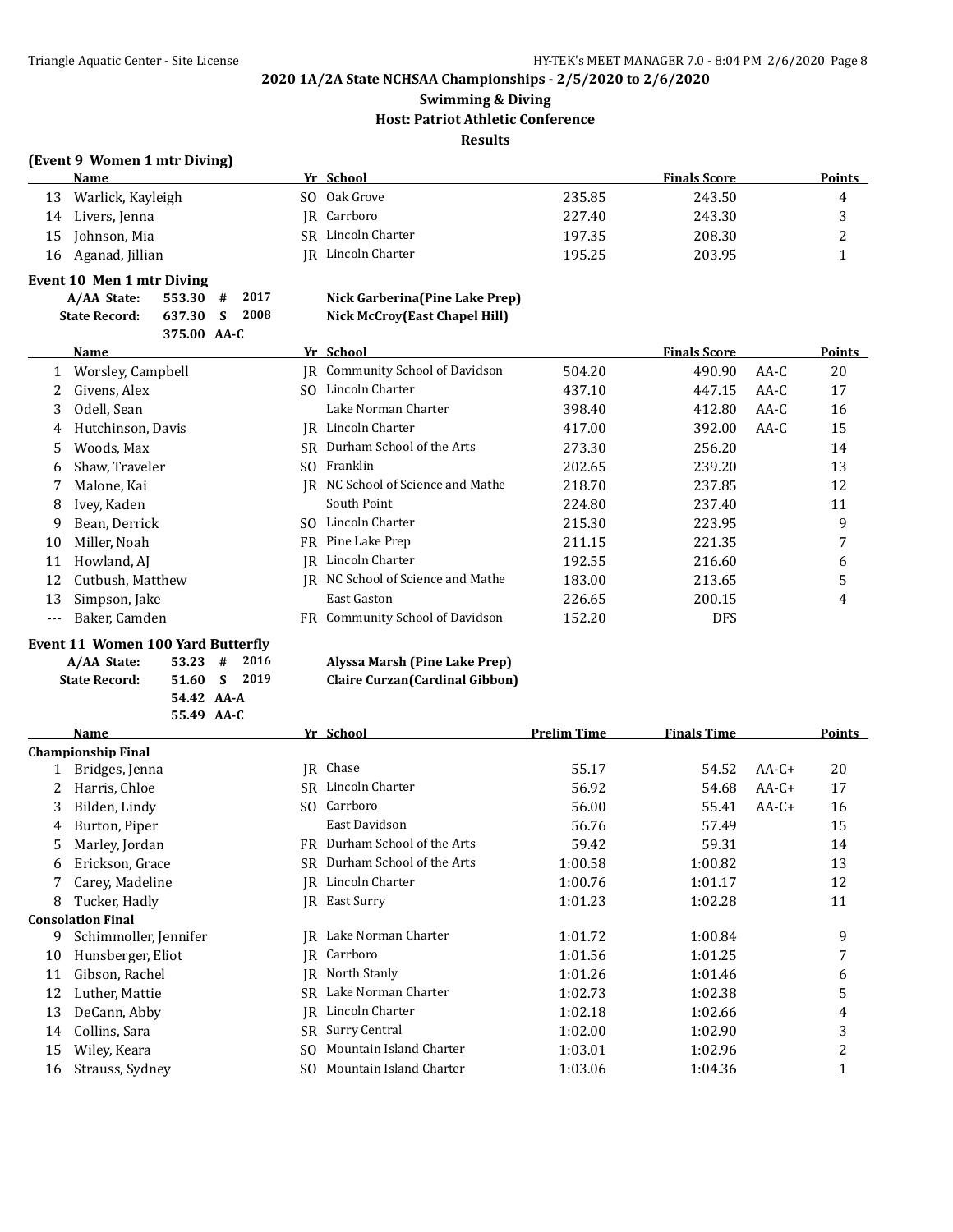**2020 1A/2A State NCHSAA Championships - 2/5/2020 to 2/6/2020**

**Swimming & Diving**

**Host: Patriot Athletic Conference**

**Results**

### (Event 9 Women 1 mtr Diving)

| | Name | Yr | School | | Finals Score | | Points |
|---|---|---|---|---|---|---|---|
| 13 | Warlick, Kayleigh | SO | Oak Grove | 235.85 | 243.50 | | 4 |
| 14 | Livers, Jenna | JR | Carrboro | 227.40 | 243.30 | | 3 |
| 15 | Johnson, Mia | SR | Lincoln Charter | 197.35 | 208.30 | | 2 |
| 16 | Aganad, Jillian | JR | Lincoln Charter | 195.25 | 203.95 | | 1 |

### Event 10 Men 1 mtr Diving

| | | | | |
|---|---|---|---|---|
| A/AA State: | 553.30 | # | 2017 | Nick Garberina(Pine Lake Prep) |
| State Record: | 637.30 | S | 2008 | Nick McCroy(East Chapel Hill) |
| | 375.00 | AA-C | | |

| | Name | Yr | School | | Finals Score | | Points |
|---|---|---|---|---|---|---|---|
| 1 | Worsley, Campbell | JR | Community School of Davidson | 504.20 | 490.90 | AA-C | 20 |
| 2 | Givens, Alex | SO | Lincoln Charter | 437.10 | 447.15 | AA-C | 17 |
| 3 | Odell, Sean | | Lake Norman Charter | 398.40 | 412.80 | AA-C | 16 |
| 4 | Hutchinson, Davis | JR | Lincoln Charter | 417.00 | 392.00 | AA-C | 15 |
| 5 | Woods, Max | SR | Durham School of the Arts | 273.30 | 256.20 | | 14 |
| 6 | Shaw, Traveler | SO | Franklin | 202.65 | 239.20 | | 13 |
| 7 | Malone, Kai | JR | NC School of Science and Mathe | 218.70 | 237.85 | | 12 |
| 8 | Ivey, Kaden | | South Point | 224.80 | 237.40 | | 11 |
| 9 | Bean, Derrick | SO | Lincoln Charter | 215.30 | 223.95 | | 9 |
| 10 | Miller, Noah | FR | Pine Lake Prep | 211.15 | 221.35 | | 7 |
| 11 | Howland, AJ | JR | Lincoln Charter | 192.55 | 216.60 | | 6 |
| 12 | Cutbush, Matthew | JR | NC School of Science and Mathe | 183.00 | 213.65 | | 5 |
| 13 | Simpson, Jake | | East Gaston | 226.65 | 200.15 | | 4 |
| --- | Baker, Camden | FR | Community School of Davidson | 152.20 | DFS | | |

### Event 11 Women 100 Yard Butterfly

| | | | | |
|---|---|---|---|---|
| A/AA State: | 53.23 | # | 2016 | Alyssa Marsh (Pine Lake Prep) |
| State Record: | 51.60 | S | 2019 | Claire Curzan(Cardinal Gibbon) |
| | 54.42 | AA-A | | |
| | 55.49 | AA-C | | |

| | Name | Yr | School | Prelim Time | Finals Time | | Points |
|---|---|---|---|---|---|---|---|
| **Championship Final** | | | | | | | |
| 1 | Bridges, Jenna | JR | Chase | 55.17 | 54.52 | AA-C+ | 20 |
| 2 | Harris, Chloe | SR | Lincoln Charter | 56.92 | 54.68 | AA-C+ | 17 |
| 3 | Bilden, Lindy | SO | Carrboro | 56.00 | 55.41 | AA-C+ | 16 |
| 4 | Burton, Piper | | East Davidson | 56.76 | 57.49 | | 15 |
| 5 | Marley, Jordan | FR | Durham School of the Arts | 59.42 | 59.31 | | 14 |
| 6 | Erickson, Grace | SR | Durham School of the Arts | 1:00.58 | 1:00.82 | | 13 |
| 7 | Carey, Madeline | JR | Lincoln Charter | 1:00.76 | 1:01.17 | | 12 |
| 8 | Tucker, Hadly | JR | East Surry | 1:01.23 | 1:02.28 | | 11 |
| **Consolation Final** | | | | | | | |
| 9 | Schimmoller, Jennifer | JR | Lake Norman Charter | 1:01.72 | 1:00.84 | | 9 |
| 10 | Hunsberger, Eliot | JR | Carrboro | 1:01.56 | 1:01.25 | | 7 |
| 11 | Gibson, Rachel | JR | North Stanly | 1:01.26 | 1:01.46 | | 6 |
| 12 | Luther, Mattie | SR | Lake Norman Charter | 1:02.73 | 1:02.38 | | 5 |
| 13 | DeCann, Abby | JR | Lincoln Charter | 1:02.18 | 1:02.66 | | 4 |
| 14 | Collins, Sara | SR | Surry Central | 1:02.00 | 1:02.90 | | 3 |
| 15 | Wiley, Keara | SO | Mountain Island Charter | 1:03.01 | 1:02.96 | | 2 |
| 16 | Strauss, Sydney | SO | Mountain Island Charter | 1:03.06 | 1:04.36 | | 1 |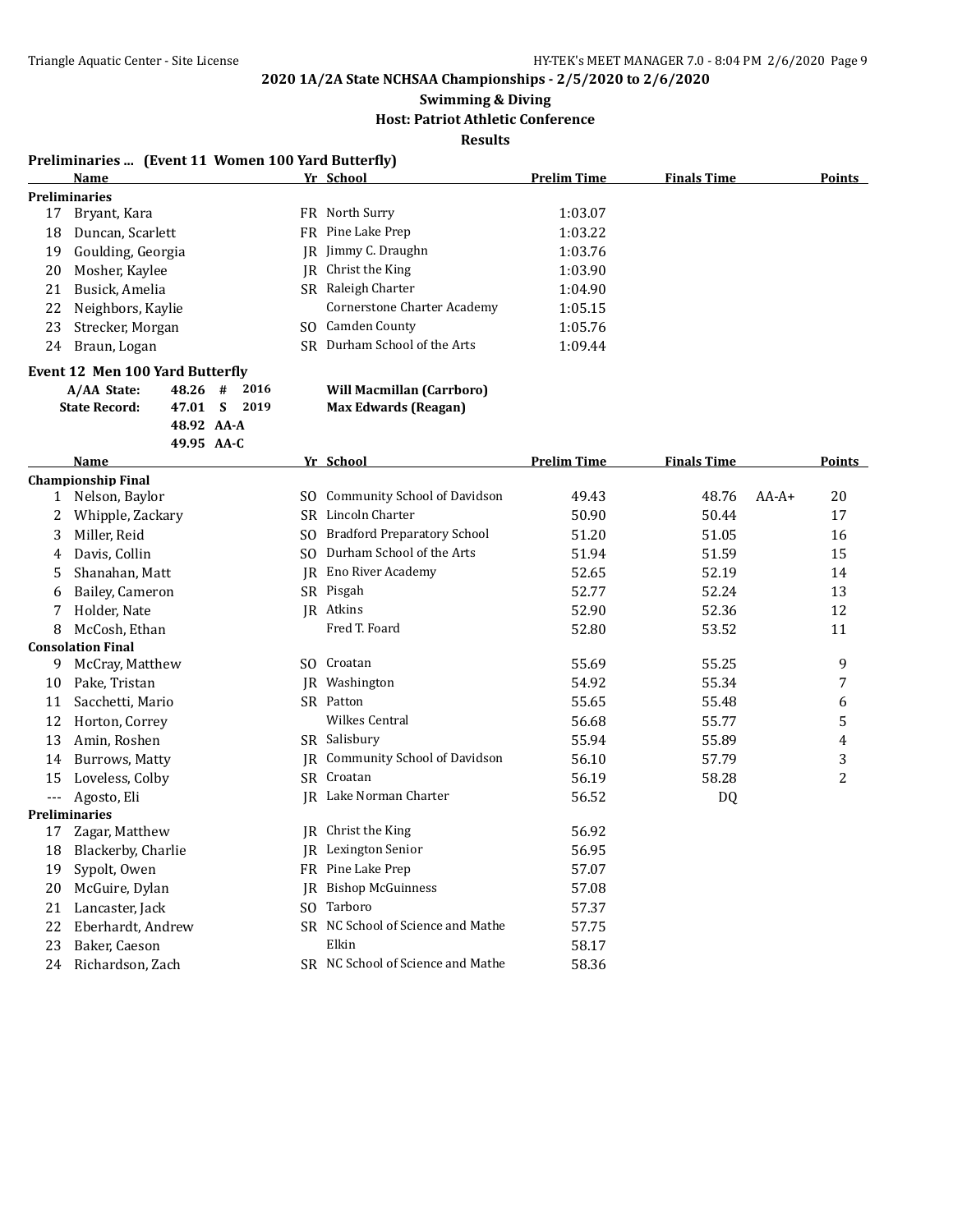**2020 1A/2A State NCHSAA Championships - 2/5/2020 to 2/6/2020**

**Swimming & Diving**

**Host: Patriot Athletic Conference**

**Results**

### Preliminaries ... (Event 11 Women 100 Yard Butterfly)

| | Name | Yr | School | Prelim Time | Finals Time | | Points |
|---|---|---|---|---|---|---|---|
| **Preliminaries** | | | | | | | |
| 17 | Bryant, Kara | FR | North Surry | 1:03.07 | | | |
| 18 | Duncan, Scarlett | FR | Pine Lake Prep | 1:03.22 | | | |
| 19 | Goulding, Georgia | JR | Jimmy C. Draughn | 1:03.76 | | | |
| 20 | Mosher, Kaylee | JR | Christ the King | 1:03.90 | | | |
| 21 | Busick, Amelia | SR | Raleigh Charter | 1:04.90 | | | |
| 22 | Neighbors, Kaylie | | Cornerstone Charter Academy | 1:05.15 | | | |
| 23 | Strecker, Morgan | SO | Camden County | 1:05.76 | | | |
| 24 | Braun, Logan | SR | Durham School of the Arts | 1:09.44 | | | |

### Event 12 Men 100 Yard Butterfly

| | | | | |
|---|---|---|---|---|
| A/AA State: | 48.26 | # | 2016 | Will Macmillan (Carrboro) |
| State Record: | 47.01 | S | 2019 | Max Edwards (Reagan) |
| | 48.92 | AA-A | | |
| | 49.95 | AA-C | | |

| | Name | Yr | School | Prelim Time | Finals Time | | Points |
|---|---|---|---|---|---|---|---|
| **Championship Final** | | | | | | | |
| 1 | Nelson, Baylor | SO | Community School of Davidson | 49.43 | 48.76 | AA-A+ | 20 |
| 2 | Whipple, Zackary | SR | Lincoln Charter | 50.90 | 50.44 | | 17 |
| 3 | Miller, Reid | SO | Bradford Preparatory School | 51.20 | 51.05 | | 16 |
| 4 | Davis, Collin | SO | Durham School of the Arts | 51.94 | 51.59 | | 15 |
| 5 | Shanahan, Matt | JR | Eno River Academy | 52.65 | 52.19 | | 14 |
| 6 | Bailey, Cameron | SR | Pisgah | 52.77 | 52.24 | | 13 |
| 7 | Holder, Nate | JR | Atkins | 52.90 | 52.36 | | 12 |
| 8 | McCosh, Ethan | | Fred T. Foard | 52.80 | 53.52 | | 11 |
| **Consolation Final** | | | | | | | |
| 9 | McCray, Matthew | SO | Croatan | 55.69 | 55.25 | | 9 |
| 10 | Pake, Tristan | JR | Washington | 54.92 | 55.34 | | 7 |
| 11 | Sacchetti, Mario | SR | Patton | 55.65 | 55.48 | | 6 |
| 12 | Horton, Correy | | Wilkes Central | 56.68 | 55.77 | | 5 |
| 13 | Amin, Roshen | SR | Salisbury | 55.94 | 55.89 | | 4 |
| 14 | Burrows, Matty | JR | Community School of Davidson | 56.10 | 57.79 | | 3 |
| 15 | Loveless, Colby | SR | Croatan | 56.19 | 58.28 | | 2 |
| --- | Agosto, Eli | JR | Lake Norman Charter | 56.52 | DQ | | |
| **Preliminaries** | | | | | | | |
| 17 | Zagar, Matthew | JR | Christ the King | 56.92 | | | |
| 18 | Blackerby, Charlie | JR | Lexington Senior | 56.95 | | | |
| 19 | Sypolt, Owen | FR | Pine Lake Prep | 57.07 | | | |
| 20 | McGuire, Dylan | JR | Bishop McGuinness | 57.08 | | | |
| 21 | Lancaster, Jack | SO | Tarboro | 57.37 | | | |
| 22 | Eberhardt, Andrew | SR | NC School of Science and Mathe | 57.75 | | | |
| 23 | Baker, Caeson | | Elkin | 58.17 | | | |
| 24 | Richardson, Zach | SR | NC School of Science and Mathe | 58.36 | | | |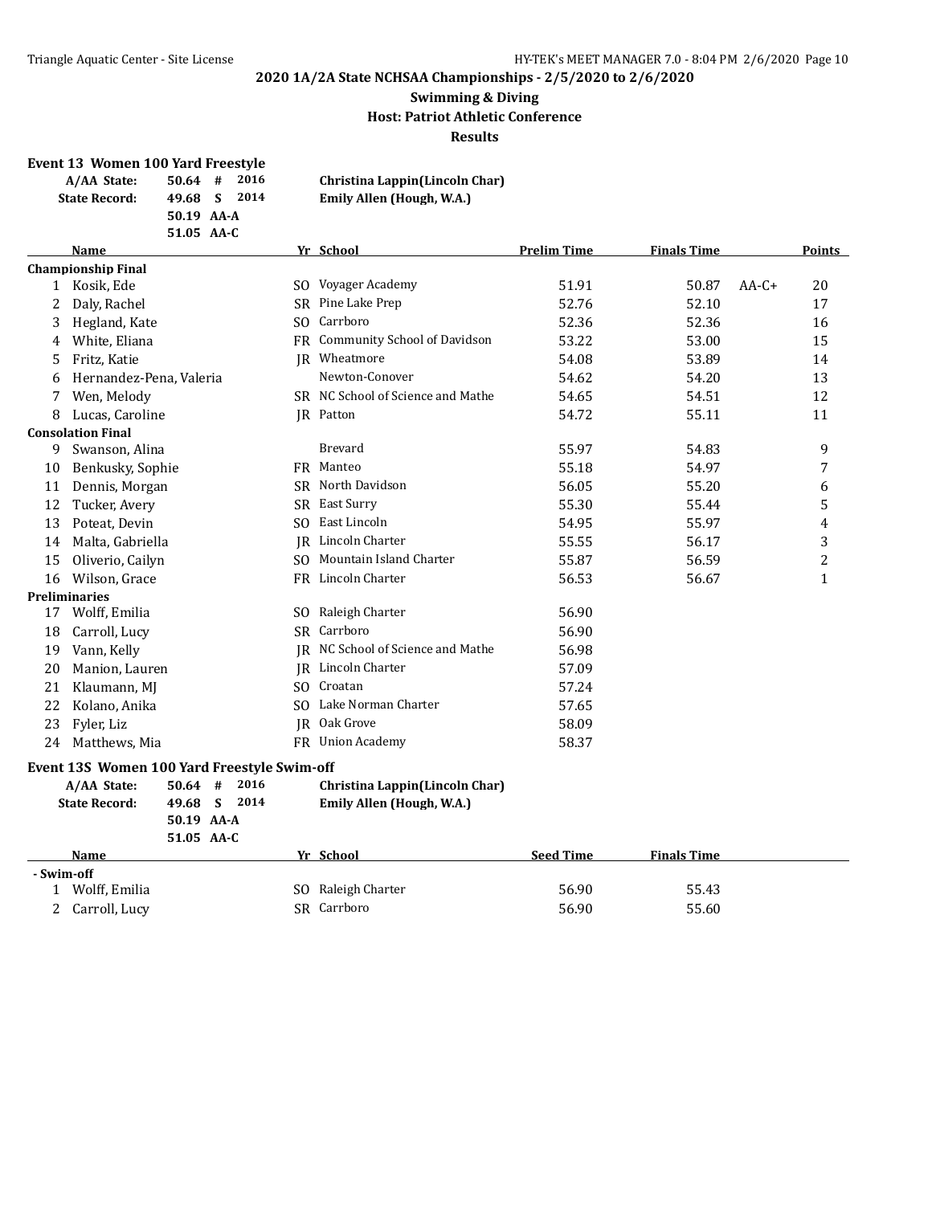**2020 1A/2A State NCHSAA Championships - 2/5/2020 to 2/6/2020**

**Swimming & Diving**

**Host: Patriot Athletic Conference**

**Results**

### Event 13 Women 100 Yard Freestyle

| | | | | |
|---|---|---|---|---|
| **A/AA State:** | **50.64** | **#** | **2016** | **Christina Lappin(Lincoln Char)** |
| **State Record:** | **49.68** | **S** | **2014** | **Emily Allen (Hough, W.A.)** |
| | **50.19** | **AA-A** | | |
| | **51.05** | **AA-C** | | |

| | Name | Yr | School | Prelim Time | Finals Time | | Points |
|---|---|---|---|---|---|---|---|
| **Championship Final** | | | | | | | |
| 1 | Kosik, Ede | SO | Voyager Academy | 51.91 | 50.87 | AA-C+ | 20 |
| 2 | Daly, Rachel | SR | Pine Lake Prep | 52.76 | 52.10 | | 17 |
| 3 | Hegland, Kate | SO | Carrboro | 52.36 | 52.36 | | 16 |
| 4 | White, Eliana | FR | Community School of Davidson | 53.22 | 53.00 | | 15 |
| 5 | Fritz, Katie | JR | Wheatmore | 54.08 | 53.89 | | 14 |
| 6 | Hernandez-Pena, Valeria | | Newton-Conover | 54.62 | 54.20 | | 13 |
| 7 | Wen, Melody | SR | NC School of Science and Mathe | 54.65 | 54.51 | | 12 |
| 8 | Lucas, Caroline | JR | Patton | 54.72 | 55.11 | | 11 |
| **Consolation Final** | | | | | | | |
| 9 | Swanson, Alina | | Brevard | 55.97 | 54.83 | | 9 |
| 10 | Benkusky, Sophie | FR | Manteo | 55.18 | 54.97 | | 7 |
| 11 | Dennis, Morgan | SR | North Davidson | 56.05 | 55.20 | | 6 |
| 12 | Tucker, Avery | SR | East Surry | 55.30 | 55.44 | | 5 |
| 13 | Poteat, Devin | SO | East Lincoln | 54.95 | 55.97 | | 4 |
| 14 | Malta, Gabriella | JR | Lincoln Charter | 55.55 | 56.17 | | 3 |
| 15 | Oliverio, Cailyn | SO | Mountain Island Charter | 55.87 | 56.59 | | 2 |
| 16 | Wilson, Grace | FR | Lincoln Charter | 56.53 | 56.67 | | 1 |
| **Preliminaries** | | | | | | | |
| 17 | Wolff, Emilia | SO | Raleigh Charter | 56.90 | | | |
| 18 | Carroll, Lucy | SR | Carrboro | 56.90 | | | |
| 19 | Vann, Kelly | JR | NC School of Science and Mathe | 56.98 | | | |
| 20 | Manion, Lauren | JR | Lincoln Charter | 57.09 | | | |
| 21 | Klaumann, MJ | SO | Croatan | 57.24 | | | |
| 22 | Kolano, Anika | SO | Lake Norman Charter | 57.65 | | | |
| 23 | Fyler, Liz | JR | Oak Grove | 58.09 | | | |
| 24 | Matthews, Mia | FR | Union Academy | 58.37 | | | |

### Event 13S Women 100 Yard Freestyle Swim-off

| | | | | |
|---|---|---|---|---|
| **A/AA State:** | **50.64** | **#** | **2016** | **Christina Lappin(Lincoln Char)** |
| **State Record:** | **49.68** | **S** | **2014** | **Emily Allen (Hough, W.A.)** |
| | **50.19** | **AA-A** | | |
| | **51.05** | **AA-C** | | |

| | Name | Yr | School | Seed Time | Finals Time |
|---|---|---|---|---|---|
| **- Swim-off** | | | | | |
| 1 | Wolff, Emilia | SO | Raleigh Charter | 56.90 | 55.43 |
| 2 | Carroll, Lucy | SR | Carrboro | 56.90 | 55.60 |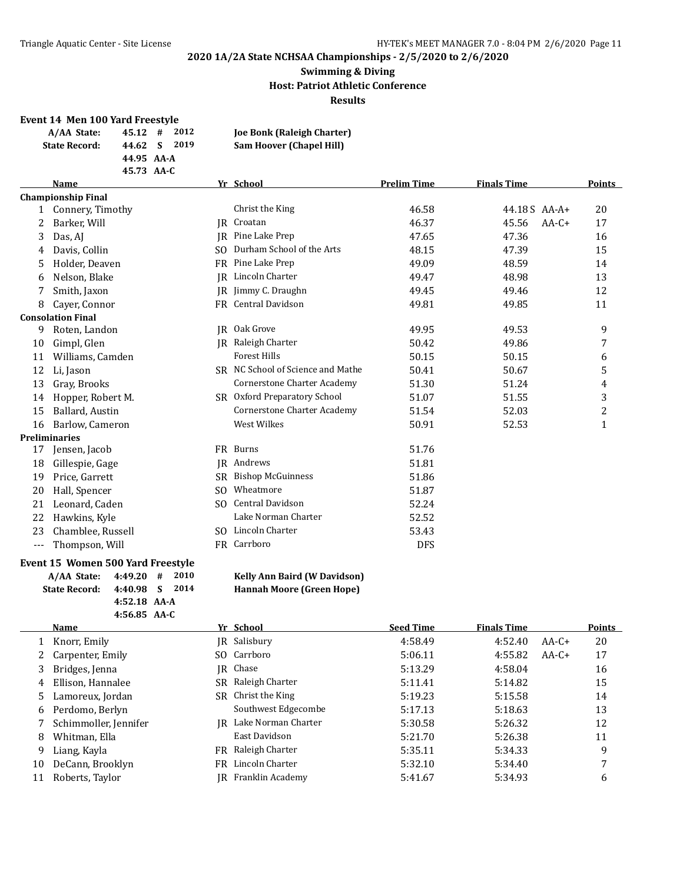**2020 1A/2A State NCHSAA Championships - 2/5/2020 to 2/6/2020**

**Swimming & Diving**

**Host: Patriot Athletic Conference**

**Results**

## Event 14 Men 100 Yard Freestyle

| | | | | |
|---|---|---|---|---|
| **A/AA State:** | 45.12 | # | 2012 | **Joe Bonk (Raleigh Charter)** |
| **State Record:** | 44.62 | S | 2019 | **Sam Hoover (Chapel Hill)** |
| | 44.95 | AA-A | | |
| | 45.73 | AA-C | | |

| | Name | Yr | School | Prelim Time | Finals Time | | Points |
|---|---|---|---|---|---|---|---|
| **Championship Final** | | | | | | | |
| 1 | Connery, Timothy | | Christ the King | 46.58 | 44.18 S | AA-A+ | 20 |
| 2 | Barker, Will | JR | Croatan | 46.37 | 45.56 | AA-C+ | 17 |
| 3 | Das, AJ | JR | Pine Lake Prep | 47.65 | 47.36 | | 16 |
| 4 | Davis, Collin | SO | Durham School of the Arts | 48.15 | 47.39 | | 15 |
| 5 | Holder, Deaven | FR | Pine Lake Prep | 49.09 | 48.59 | | 14 |
| 6 | Nelson, Blake | JR | Lincoln Charter | 49.47 | 48.98 | | 13 |
| 7 | Smith, Jaxon | JR | Jimmy C. Draughn | 49.45 | 49.46 | | 12 |
| 8 | Cayer, Connor | FR | Central Davidson | 49.81 | 49.85 | | 11 |
| **Consolation Final** | | | | | | | |
| 9 | Roten, Landon | JR | Oak Grove | 49.95 | 49.53 | | 9 |
| 10 | Gimpl, Glen | JR | Raleigh Charter | 50.42 | 49.86 | | 7 |
| 11 | Williams, Camden | | Forest Hills | 50.15 | 50.15 | | 6 |
| 12 | Li, Jason | SR | NC School of Science and Mathe | 50.41 | 50.67 | | 5 |
| 13 | Gray, Brooks | | Cornerstone Charter Academy | 51.30 | 51.24 | | 4 |
| 14 | Hopper, Robert M. | SR | Oxford Preparatory School | 51.07 | 51.55 | | 3 |
| 15 | Ballard, Austin | | Cornerstone Charter Academy | 51.54 | 52.03 | | 2 |
| 16 | Barlow, Cameron | | West Wilkes | 50.91 | 52.53 | | 1 |
| **Preliminaries** | | | | | | | |
| 17 | Jensen, Jacob | FR | Burns | 51.76 | | | |
| 18 | Gillespie, Gage | JR | Andrews | 51.81 | | | |
| 19 | Price, Garrett | SR | Bishop McGuinness | 51.86 | | | |
| 20 | Hall, Spencer | SO | Wheatmore | 51.87 | | | |
| 21 | Leonard, Caden | SO | Central Davidson | 52.24 | | | |
| 22 | Hawkins, Kyle | | Lake Norman Charter | 52.52 | | | |
| 23 | Chamblee, Russell | SO | Lincoln Charter | 53.43 | | | |
| --- | Thompson, Will | FR | Carrboro | DFS | | | |

## Event 15 Women 500 Yard Freestyle

| | | | | |
|---|---|---|---|---|
| **A/AA State:** | 4:49.20 | # | 2010 | **Kelly Ann Baird (W Davidson)** |
| **State Record:** | 4:40.98 | S | 2014 | **Hannah Moore (Green Hope)** |
| | 4:52.18 | AA-A | | |
| | 4:56.85 | AA-C | | |

| | Name | Yr | School | Seed Time | Finals Time | | Points |
|---|---|---|---|---|---|---|---|
| 1 | Knorr, Emily | JR | Salisbury | 4:58.49 | 4:52.40 | AA-C+ | 20 |
| 2 | Carpenter, Emily | SO | Carrboro | 5:06.11 | 4:55.82 | AA-C+ | 17 |
| 3 | Bridges, Jenna | JR | Chase | 5:13.29 | 4:58.04 | | 16 |
| 4 | Ellison, Hannalee | SR | Raleigh Charter | 5:11.41 | 5:14.82 | | 15 |
| 5 | Lamoreux, Jordan | SR | Christ the King | 5:19.23 | 5:15.58 | | 14 |
| 6 | Perdomo, Berlyn | | Southwest Edgecombe | 5:17.13 | 5:18.63 | | 13 |
| 7 | Schimmoller, Jennifer | JR | Lake Norman Charter | 5:30.58 | 5:26.32 | | 12 |
| 8 | Whitman, Ella | | East Davidson | 5:21.70 | 5:26.38 | | 11 |
| 9 | Liang, Kayla | FR | Raleigh Charter | 5:35.11 | 5:34.33 | | 9 |
| 10 | DeCann, Brooklyn | FR | Lincoln Charter | 5:32.10 | 5:34.40 | | 7 |
| 11 | Roberts, Taylor | JR | Franklin Academy | 5:41.67 | 5:34.93 | | 6 |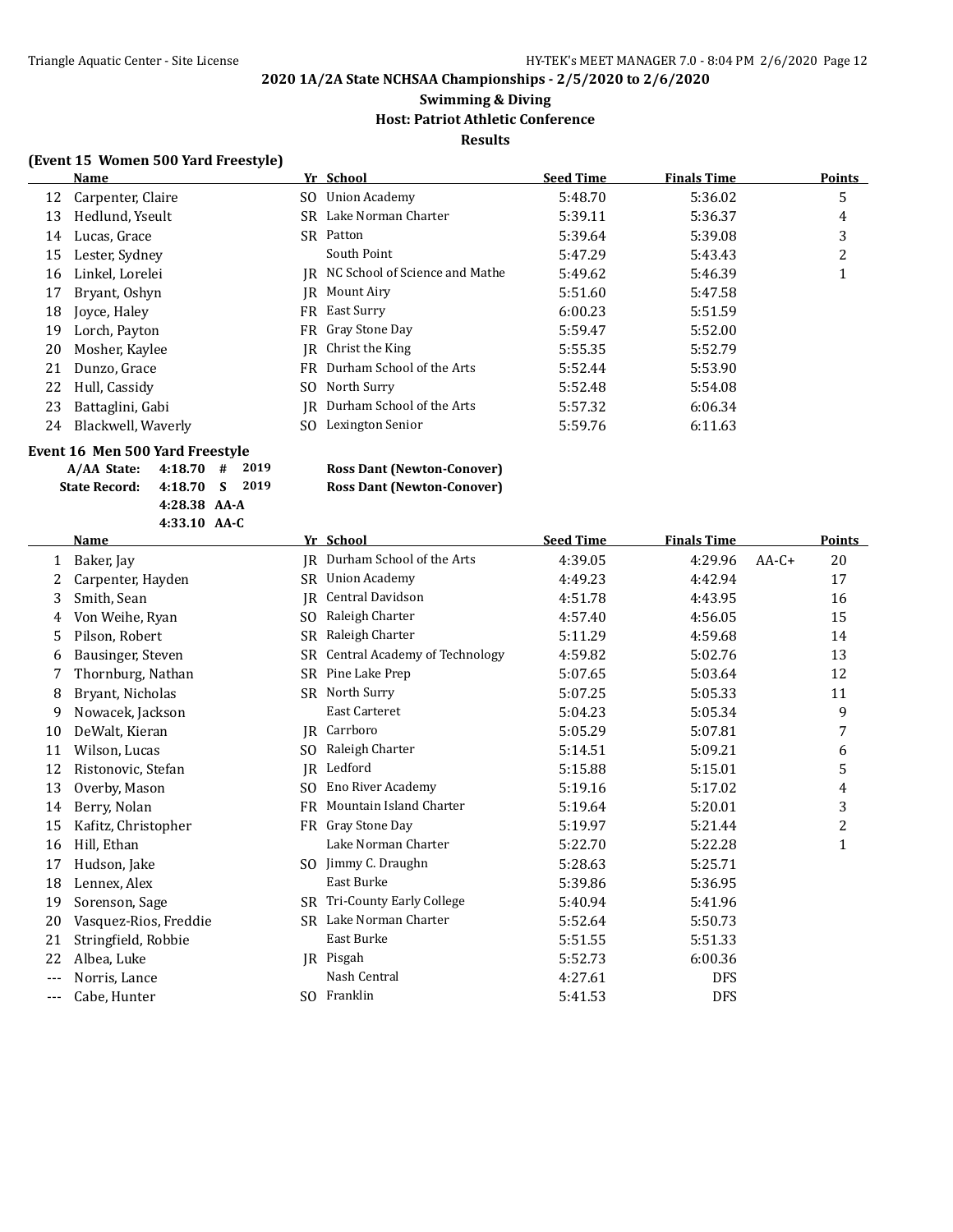**2020 1A/2A State NCHSAA Championships - 2/5/2020 to 2/6/2020**

**Swimming & Diving**

**Host: Patriot Athletic Conference**

**Results**

### (Event 15 Women 500 Yard Freestyle)

| | Name | Yr | School | Seed Time | Finals Time | | Points |
|---|---|---|---|---|---|---|---|
| 12 | Carpenter, Claire | SO | Union Academy | 5:48.70 | 5:36.02 | | 5 |
| 13 | Hedlund, Yseult | SR | Lake Norman Charter | 5:39.11 | 5:36.37 | | 4 |
| 14 | Lucas, Grace | SR | Patton | 5:39.64 | 5:39.08 | | 3 |
| 15 | Lester, Sydney | | South Point | 5:47.29 | 5:43.43 | | 2 |
| 16 | Linkel, Lorelei | JR | NC School of Science and Mathe | 5:49.62 | 5:46.39 | | 1 |
| 17 | Bryant, Oshyn | JR | Mount Airy | 5:51.60 | 5:47.58 | | |
| 18 | Joyce, Haley | FR | East Surry | 6:00.23 | 5:51.59 | | |
| 19 | Lorch, Payton | FR | Gray Stone Day | 5:59.47 | 5:52.00 | | |
| 20 | Mosher, Kaylee | JR | Christ the King | 5:55.35 | 5:52.79 | | |
| 21 | Dunzo, Grace | FR | Durham School of the Arts | 5:52.44 | 5:53.90 | | |
| 22 | Hull, Cassidy | SO | North Surry | 5:52.48 | 5:54.08 | | |
| 23 | Battaglini, Gabi | JR | Durham School of the Arts | 5:57.32 | 6:06.34 | | |
| 24 | Blackwell, Waverly | SO | Lexington Senior | 5:59.76 | 6:11.63 | | |

### Event 16 Men 500 Yard Freestyle

| | | | | |
|---|---|---|---|---|
| A/AA State: | 4:18.70 | # | 2019 | Ross Dant (Newton-Conover) |
| State Record: | 4:18.70 | S | 2019 | Ross Dant (Newton-Conover) |
| | 4:28.38 | AA-A | | |
| | 4:33.10 | AA-C | | |

| | Name | Yr | School | Seed Time | Finals Time | | Points |
|---|---|---|---|---|---|---|---|
| 1 | Baker, Jay | JR | Durham School of the Arts | 4:39.05 | 4:29.96 | AA-C+ | 20 |
| 2 | Carpenter, Hayden | SR | Union Academy | 4:49.23 | 4:42.94 | | 17 |
| 3 | Smith, Sean | JR | Central Davidson | 4:51.78 | 4:43.95 | | 16 |
| 4 | Von Weihe, Ryan | SO | Raleigh Charter | 4:57.40 | 4:56.05 | | 15 |
| 5 | Pilson, Robert | SR | Raleigh Charter | 5:11.29 | 4:59.68 | | 14 |
| 6 | Bausinger, Steven | SR | Central Academy of Technology | 4:59.82 | 5:02.76 | | 13 |
| 7 | Thornburg, Nathan | SR | Pine Lake Prep | 5:07.65 | 5:03.64 | | 12 |
| 8 | Bryant, Nicholas | SR | North Surry | 5:07.25 | 5:05.33 | | 11 |
| 9 | Nowacek, Jackson | | East Carteret | 5:04.23 | 5:05.34 | | 9 |
| 10 | DeWalt, Kieran | JR | Carrboro | 5:05.29 | 5:07.81 | | 7 |
| 11 | Wilson, Lucas | SO | Raleigh Charter | 5:14.51 | 5:09.21 | | 6 |
| 12 | Ristonovic, Stefan | JR | Ledford | 5:15.88 | 5:15.01 | | 5 |
| 13 | Overby, Mason | SO | Eno River Academy | 5:19.16 | 5:17.02 | | 4 |
| 14 | Berry, Nolan | FR | Mountain Island Charter | 5:19.64 | 5:20.01 | | 3 |
| 15 | Kafitz, Christopher | FR | Gray Stone Day | 5:19.97 | 5:21.44 | | 2 |
| 16 | Hill, Ethan | | Lake Norman Charter | 5:22.70 | 5:22.28 | | 1 |
| 17 | Hudson, Jake | SO | Jimmy C. Draughn | 5:28.63 | 5:25.71 | | |
| 18 | Lennex, Alex | | East Burke | 5:39.86 | 5:36.95 | | |
| 19 | Sorenson, Sage | SR | Tri-County Early College | 5:40.94 | 5:41.96 | | |
| 20 | Vasquez-Rios, Freddie | SR | Lake Norman Charter | 5:52.64 | 5:50.73 | | |
| 21 | Stringfield, Robbie | | East Burke | 5:51.55 | 5:51.33 | | |
| 22 | Albea, Luke | JR | Pisgah | 5:52.73 | 6:00.36 | | |
| --- | Norris, Lance | | Nash Central | 4:27.61 | DFS | | |
| --- | Cabe, Hunter | SO | Franklin | 5:41.53 | DFS | | |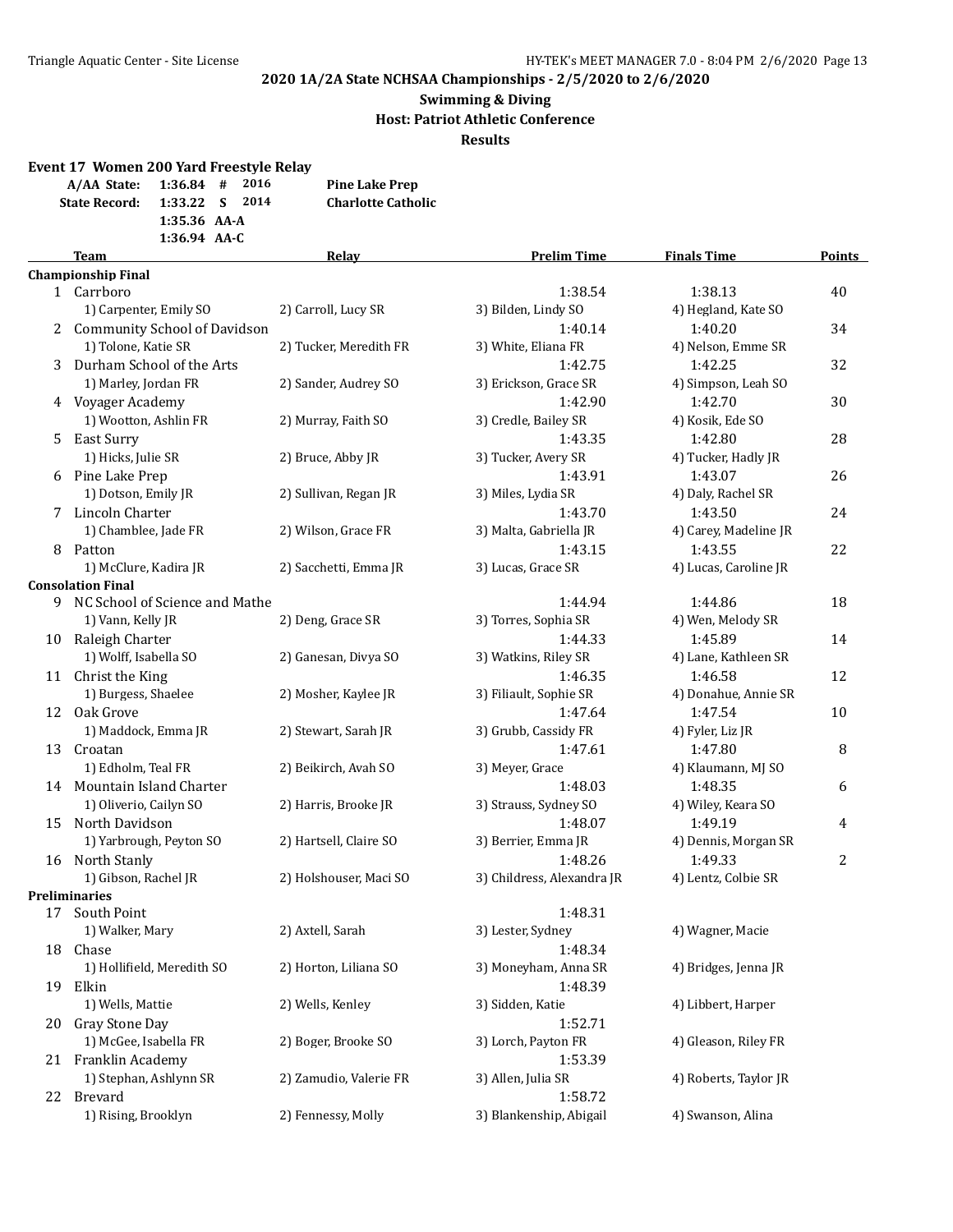**2020 1A/2A State NCHSAA Championships - 2/5/2020 to 2/6/2020**

**Swimming & Diving**

**Host: Patriot Athletic Conference**

**Results**

### Event 17 Women 200 Yard Freestyle Relay

| | | | | |
|---|---|---|---|---|
| A/AA State: | 1:36.84 | # | 2016 | Pine Lake Prep |
| State Record: | 1:33.22 | S | 2014 | Charlotte Catholic |
| | 1:35.36 | AA-A | | |
| | 1:36.94 | AA-C | | |

| | Team | Relay | Prelim Time | Finals Time | Points |
|---|---|---|---|---|---|
| **Championship Final** | | | | | |
| 1 | Carrboro | | 1:38.54 | 1:38.13 | 40 |
| | 1) Carpenter, Emily SO | 2) Carroll, Lucy SR | 3) Bilden, Lindy SO | 4) Hegland, Kate SO | |
| 2 | Community School of Davidson | | 1:40.14 | 1:40.20 | 34 |
| | 1) Tolone, Katie SR | 2) Tucker, Meredith FR | 3) White, Eliana FR | 4) Nelson, Emme SR | |
| 3 | Durham School of the Arts | | 1:42.75 | 1:42.25 | 32 |
| | 1) Marley, Jordan FR | 2) Sander, Audrey SO | 3) Erickson, Grace SR | 4) Simpson, Leah SO | |
| 4 | Voyager Academy | | 1:42.90 | 1:42.70 | 30 |
| | 1) Wootton, Ashlin FR | 2) Murray, Faith SO | 3) Credle, Bailey SR | 4) Kosik, Ede SO | |
| 5 | East Surry | | 1:43.35 | 1:42.80 | 28 |
| | 1) Hicks, Julie SR | 2) Bruce, Abby JR | 3) Tucker, Avery SR | 4) Tucker, Hadly JR | |
| 6 | Pine Lake Prep | | 1:43.91 | 1:43.07 | 26 |
| | 1) Dotson, Emily JR | 2) Sullivan, Regan JR | 3) Miles, Lydia SR | 4) Daly, Rachel SR | |
| 7 | Lincoln Charter | | 1:43.70 | 1:43.50 | 24 |
| | 1) Chamblee, Jade FR | 2) Wilson, Grace FR | 3) Malta, Gabriella JR | 4) Carey, Madeline JR | |
| 8 | Patton | | 1:43.15 | 1:43.55 | 22 |
| | 1) McClure, Kadira JR | 2) Sacchetti, Emma JR | 3) Lucas, Grace SR | 4) Lucas, Caroline JR | |
| **Consolation Final** | | | | | |
| 9 | NC School of Science and Mathe | | 1:44.94 | 1:44.86 | 18 |
| | 1) Vann, Kelly JR | 2) Deng, Grace SR | 3) Torres, Sophia SR | 4) Wen, Melody SR | |
| 10 | Raleigh Charter | | 1:44.33 | 1:45.89 | 14 |
| | 1) Wolff, Isabella SO | 2) Ganesan, Divya SO | 3) Watkins, Riley SR | 4) Lane, Kathleen SR | |
| 11 | Christ the King | | 1:46.35 | 1:46.58 | 12 |
| | 1) Burgess, Shaelee | 2) Mosher, Kaylee JR | 3) Filiault, Sophie SR | 4) Donahue, Annie SR | |
| 12 | Oak Grove | | 1:47.64 | 1:47.54 | 10 |
| | 1) Maddock, Emma JR | 2) Stewart, Sarah JR | 3) Grubb, Cassidy FR | 4) Fyler, Liz JR | |
| 13 | Croatan | | 1:47.61 | 1:47.80 | 8 |
| | 1) Edholm, Teal FR | 2) Beikirch, Avah SO | 3) Meyer, Grace | 4) Klaumann, MJ SO | |
| 14 | Mountain Island Charter | | 1:48.03 | 1:48.35 | 6 |
| | 1) Oliverio, Cailyn SO | 2) Harris, Brooke JR | 3) Strauss, Sydney SO | 4) Wiley, Keara SO | |
| 15 | North Davidson | | 1:48.07 | 1:49.19 | 4 |
| | 1) Yarbrough, Peyton SO | 2) Hartsell, Claire SO | 3) Berrier, Emma JR | 4) Dennis, Morgan SR | |
| 16 | North Stanly | | 1:48.26 | 1:49.33 | 2 |
| | 1) Gibson, Rachel JR | 2) Holshouser, Maci SO | 3) Childress, Alexandra JR | 4) Lentz, Colbie SR | |
| **Preliminaries** | | | | | |
| 17 | South Point | | 1:48.31 | | |
| | 1) Walker, Mary | 2) Axtell, Sarah | 3) Lester, Sydney | 4) Wagner, Macie | |
| 18 | Chase | | 1:48.34 | | |
| | 1) Hollifield, Meredith SO | 2) Horton, Liliana SO | 3) Moneyham, Anna SR | 4) Bridges, Jenna JR | |
| 19 | Elkin | | 1:48.39 | | |
| | 1) Wells, Mattie | 2) Wells, Kenley | 3) Sidden, Katie | 4) Libbert, Harper | |
| 20 | Gray Stone Day | | 1:52.71 | | |
| | 1) McGee, Isabella FR | 2) Boger, Brooke SO | 3) Lorch, Payton FR | 4) Gleason, Riley FR | |
| 21 | Franklin Academy | | 1:53.39 | | |
| | 1) Stephan, Ashlynn SR | 2) Zamudio, Valerie FR | 3) Allen, Julia SR | 4) Roberts, Taylor JR | |
| 22 | Brevard | | 1:58.72 | | |
| | 1) Rising, Brooklyn | 2) Fennessy, Molly | 3) Blankenship, Abigail | 4) Swanson, Alina | |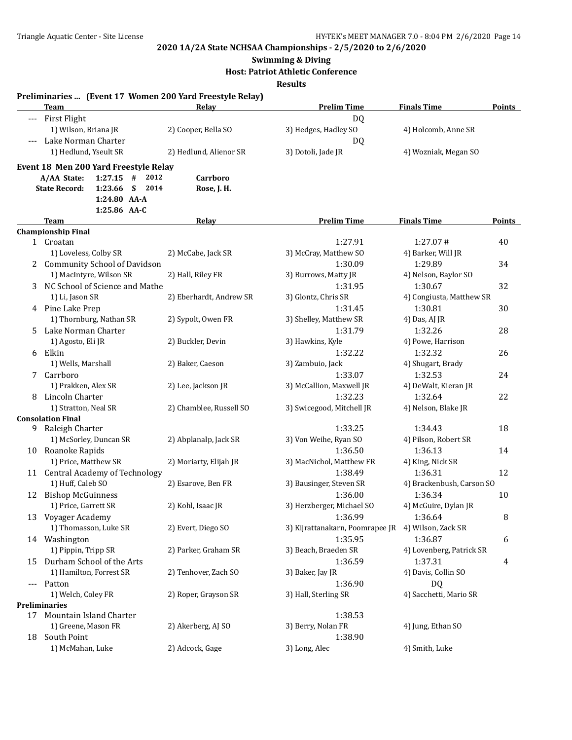**2020 1A/2A State NCHSAA Championships - 2/5/2020 to 2/6/2020**

**Swimming & Diving**

**Host: Patriot Athletic Conference**

**Results**

### Preliminaries ... (Event 17 Women 200 Yard Freestyle Relay)

| | Team | Relay | Prelim Time | Finals Time | Points |
|---|---|---|---|---|---|
| --- | First Flight | | DQ | | |
| | 1) Wilson, Briana JR | 2) Cooper, Bella SO | 3) Hedges, Hadley SO | 4) Holcomb, Anne SR | |
| --- | Lake Norman Charter | | DQ | | |
| | 1) Hedlund, Yseult SR | 2) Hedlund, Alienor SR | 3) Dotoli, Jade JR | 4) Wozniak, Megan SO | |

### Event 18 Men 200 Yard Freestyle Relay

A/AA State: 1:27.15 # 2012 Carrboro
State Record: 1:23.66 S 2014 Rose, J. H.
1:24.80 AA-A
1:25.86 AA-C

| | Team | Relay | Prelim Time | Finals Time | Points |
|---|---|---|---|---|---|
| **Championship Final** | | | | | |
| 1 | Croatan | | 1:27.91 | 1:27.07 # | 40 |
| | 1) Loveless, Colby SR | 2) McCabe, Jack SR | 3) McCray, Matthew SO | 4) Barker, Will JR | |
| 2 | Community School of Davidson | | 1:30.09 | 1:29.89 | 34 |
| | 1) MacIntyre, Wilson SR | 2) Hall, Riley FR | 3) Burrows, Matty JR | 4) Nelson, Baylor SO | |
| 3 | NC School of Science and Mathe | | 1:31.95 | 1:30.67 | 32 |
| | 1) Li, Jason SR | 2) Eberhardt, Andrew SR | 3) Glontz, Chris SR | 4) Congiusta, Matthew SR | |
| 4 | Pine Lake Prep | | 1:31.45 | 1:30.81 | 30 |
| | 1) Thornburg, Nathan SR | 2) Sypolt, Owen FR | 3) Shelley, Matthew SR | 4) Das, AJ JR | |
| 5 | Lake Norman Charter | | 1:31.79 | 1:32.26 | 28 |
| | 1) Agosto, Eli JR | 2) Buckler, Devin | 3) Hawkins, Kyle | 4) Powe, Harrison | |
| 6 | Elkin | | 1:32.22 | 1:32.32 | 26 |
| | 1) Wells, Marshall | 2) Baker, Caeson | 3) Zambuio, Jack | 4) Shugart, Brady | |
| 7 | Carrboro | | 1:33.07 | 1:32.53 | 24 |
| | 1) Prakken, Alex SR | 2) Lee, Jackson JR | 3) McCallion, Maxwell JR | 4) DeWalt, Kieran JR | |
| 8 | Lincoln Charter | | 1:32.23 | 1:32.64 | 22 |
| | 1) Stratton, Neal SR | 2) Chamblee, Russell SO | 3) Swicegood, Mitchell JR | 4) Nelson, Blake JR | |
| **Consolation Final** | | | | | |
| 9 | Raleigh Charter | | 1:33.25 | 1:34.43 | 18 |
| | 1) McSorley, Duncan SR | 2) Abplanalp, Jack SR | 3) Von Weihe, Ryan SO | 4) Pilson, Robert SR | |
| 10 | Roanoke Rapids | | 1:36.50 | 1:36.13 | 14 |
| | 1) Price, Matthew SR | 2) Moriarty, Elijah JR | 3) MacNichol, Matthew FR | 4) King, Nick SR | |
| 11 | Central Academy of Technology | | 1:38.49 | 1:36.31 | 12 |
| | 1) Huff, Caleb SO | 2) Esarove, Ben FR | 3) Bausinger, Steven SR | 4) Brackenbush, Carson SO | |
| 12 | Bishop McGuinness | | 1:36.00 | 1:36.34 | 10 |
| | 1) Price, Garrett SR | 2) Kohl, Isaac JR | 3) Herzberger, Michael SO | 4) McGuire, Dylan JR | |
| 13 | Voyager Academy | | 1:36.99 | 1:36.64 | 8 |
| | 1) Thomasson, Luke SR | 2) Evert, Diego SO | 3) Kijrattanakarn, Poomrapee JR | 4) Wilson, Zack SR | |
| 14 | Washington | | 1:35.95 | 1:36.87 | 6 |
| | 1) Pippin, Tripp SR | 2) Parker, Graham SR | 3) Beach, Braeden SR | 4) Lovenberg, Patrick SR | |
| 15 | Durham School of the Arts | | 1:36.59 | 1:37.31 | 4 |
| | 1) Hamilton, Forrest SR | 2) Tenhover, Zach SO | 3) Baker, Jay JR | 4) Davis, Collin SO | |
| --- | Patton | | 1:36.90 | DQ | |
| | 1) Welch, Coley FR | 2) Roper, Grayson SR | 3) Hall, Sterling SR | 4) Sacchetti, Mario SR | |
| **Preliminaries** | | | | | |
| 17 | Mountain Island Charter | | 1:38.53 | | |
| | 1) Greene, Mason FR | 2) Akerberg, AJ SO | 3) Berry, Nolan FR | 4) Jung, Ethan SO | |
| 18 | South Point | | 1:38.90 | | |
| | 1) McMahan, Luke | 2) Adcock, Gage | 3) Long, Alec | 4) Smith, Luke | |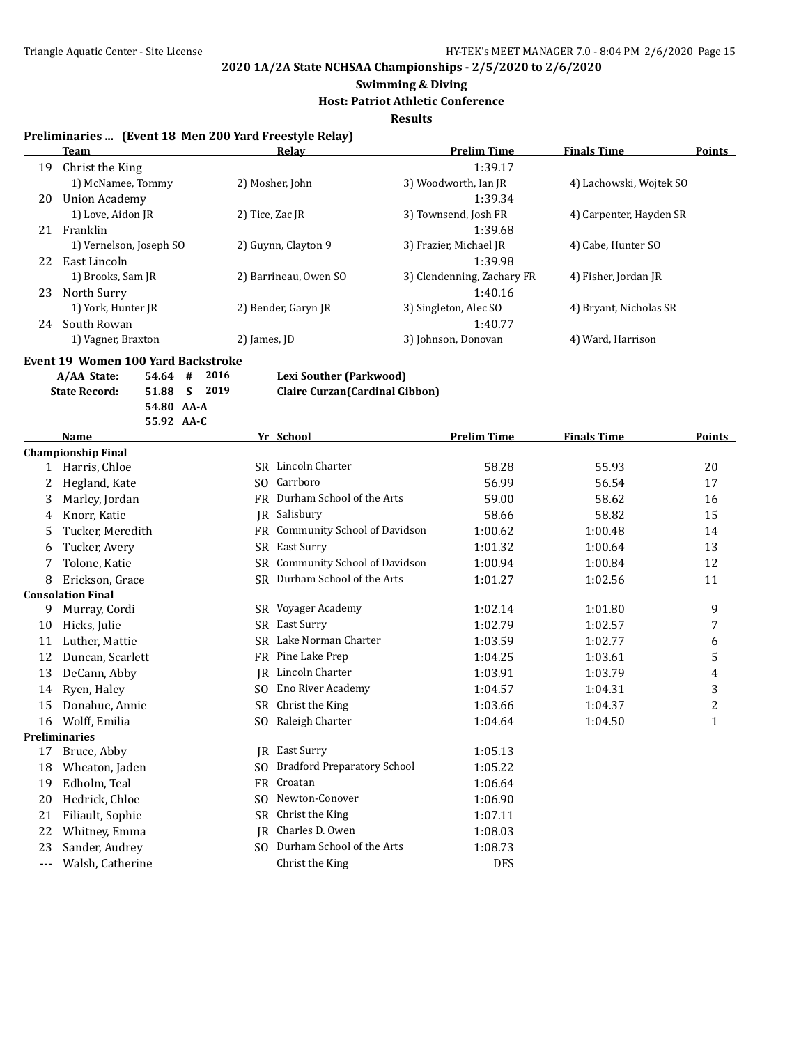**2020 1A/2A State NCHSAA Championships - 2/5/2020 to 2/6/2020**

**Swimming & Diving**

**Host: Patriot Athletic Conference**

**Results**

## Preliminaries ... (Event 18 Men 200 Yard Freestyle Relay)

| | Team | Relay | | Prelim Time | Finals Time | Points |
|---|---|---|---|---|---|---|
| 19 | Christ the King | | | 1:39.17 | | |
| | 1) McNamee, Tommy | 2) Mosher, John | 3) Woodworth, Ian JR | 4) Lachowski, Wojtek SO | | |
| 20 | Union Academy | | | 1:39.34 | | |
| | 1) Love, Aidon JR | 2) Tice, Zac JR | 3) Townsend, Josh FR | 4) Carpenter, Hayden SR | | |
| 21 | Franklin | | | 1:39.68 | | |
| | 1) Vernelson, Joseph SO | 2) Guynn, Clayton 9 | 3) Frazier, Michael JR | 4) Cabe, Hunter SO | | |
| 22 | East Lincoln | | | 1:39.98 | | |
| | 1) Brooks, Sam JR | 2) Barrineau, Owen SO | 3) Clendenning, Zachary FR | 4) Fisher, Jordan JR | | |
| 23 | North Surry | | | 1:40.16 | | |
| | 1) York, Hunter JR | 2) Bender, Garyn JR | 3) Singleton, Alec SO | 4) Bryant, Nicholas SR | | |
| 24 | South Rowan | | | 1:40.77 | | |
| | 1) Vagner, Braxton | 2) James, JD | 3) Johnson, Donovan | 4) Ward, Harrison | | |

## Event 19 Women 100 Yard Backstroke

| | | | | |
|---|---|---|---|---|
| **A/AA State:** | **54.64** | **#** | **2016** | **Lexi Souther (Parkwood)** |
| **State Record:** | **51.88** | **S** | **2019** | **Claire Curzan(Cardinal Gibbon)** |
| | **54.80** | **AA-A** | | |
| | **55.92** | **AA-C** | | |

| | Name | Yr | School | Prelim Time | Finals Time | Points |
|---|---|---|---|---|---|---|
| **Championship Final** | | | | | | |
| 1 | Harris, Chloe | SR | Lincoln Charter | 58.28 | 55.93 | 20 |
| 2 | Hegland, Kate | SO | Carrboro | 56.99 | 56.54 | 17 |
| 3 | Marley, Jordan | FR | Durham School of the Arts | 59.00 | 58.62 | 16 |
| 4 | Knorr, Katie | JR | Salisbury | 58.66 | 58.82 | 15 |
| 5 | Tucker, Meredith | FR | Community School of Davidson | 1:00.62 | 1:00.48 | 14 |
| 6 | Tucker, Avery | SR | East Surry | 1:01.32 | 1:00.64 | 13 |
| 7 | Tolone, Katie | SR | Community School of Davidson | 1:00.94 | 1:00.84 | 12 |
| 8 | Erickson, Grace | SR | Durham School of the Arts | 1:01.27 | 1:02.56 | 11 |
| **Consolation Final** | | | | | | |
| 9 | Murray, Cordi | SR | Voyager Academy | 1:02.14 | 1:01.80 | 9 |
| 10 | Hicks, Julie | SR | East Surry | 1:02.79 | 1:02.57 | 7 |
| 11 | Luther, Mattie | SR | Lake Norman Charter | 1:03.59 | 1:02.77 | 6 |
| 12 | Duncan, Scarlett | FR | Pine Lake Prep | 1:04.25 | 1:03.61 | 5 |
| 13 | DeCann, Abby | JR | Lincoln Charter | 1:03.91 | 1:03.79 | 4 |
| 14 | Ryen, Haley | SO | Eno River Academy | 1:04.57 | 1:04.31 | 3 |
| 15 | Donahue, Annie | SR | Christ the King | 1:03.66 | 1:04.37 | 2 |
| 16 | Wolff, Emilia | SO | Raleigh Charter | 1:04.64 | 1:04.50 | 1 |
| **Preliminaries** | | | | | | |
| 17 | Bruce, Abby | JR | East Surry | 1:05.13 | | |
| 18 | Wheaton, Jaden | SO | Bradford Preparatory School | 1:05.22 | | |
| 19 | Edholm, Teal | FR | Croatan | 1:06.64 | | |
| 20 | Hedrick, Chloe | SO | Newton-Conover | 1:06.90 | | |
| 21 | Filiault, Sophie | SR | Christ the King | 1:07.11 | | |
| 22 | Whitney, Emma | JR | Charles D. Owen | 1:08.03 | | |
| 23 | Sander, Audrey | SO | Durham School of the Arts | 1:08.73 | | |
| --- | Walsh, Catherine | | Christ the King | DFS | | |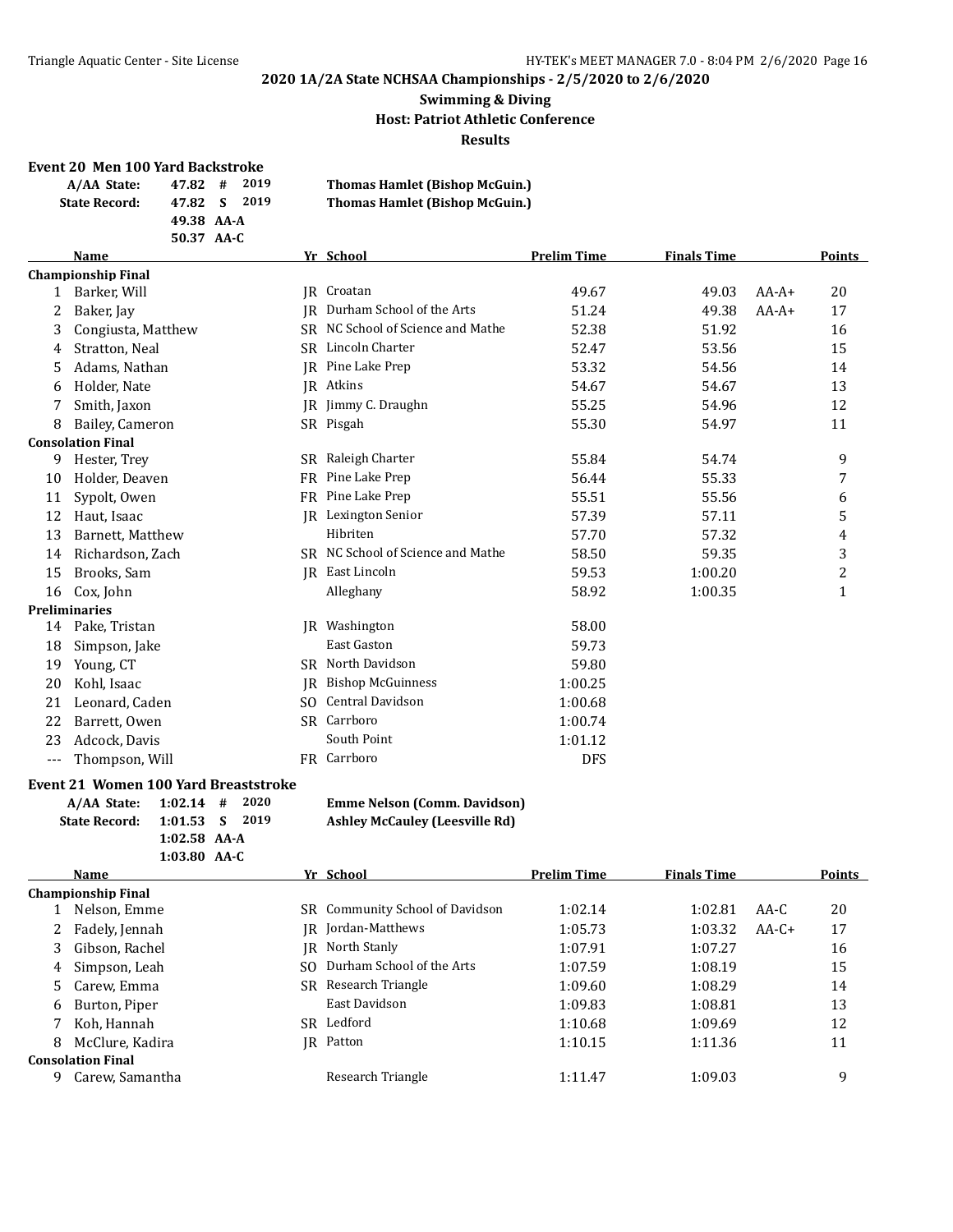# 2020 1A/2A State NCHSAA Championships - 2/5/2020 to 2/6/2020

## Swimming & Diving

### Host: Patriot Athletic Conference

### Results

**Event 20 Men 100 Yard Backstroke**

| | | | | |
|---|---|---|---|---|
| A/AA State: | 47.82 | # | 2019 | Thomas Hamlet (Bishop McGuin.) |
| State Record: | 47.82 | S | 2019 | Thomas Hamlet (Bishop McGuin.) |
| | 49.38 | AA-A | | |
| | 50.37 | AA-C | | |

| | Name | Yr | School | Prelim Time | Finals Time | | Points |
|---|---|---|---|---|---|---|---|
| **Championship Final** | | | | | | | |
| 1 | Barker, Will | JR | Croatan | 49.67 | 49.03 | AA-A+ | 20 |
| 2 | Baker, Jay | JR | Durham School of the Arts | 51.24 | 49.38 | AA-A+ | 17 |
| 3 | Congiusta, Matthew | SR | NC School of Science and Mathe | 52.38 | 51.92 | | 16 |
| 4 | Stratton, Neal | SR | Lincoln Charter | 52.47 | 53.56 | | 15 |
| 5 | Adams, Nathan | JR | Pine Lake Prep | 53.32 | 54.56 | | 14 |
| 6 | Holder, Nate | JR | Atkins | 54.67 | 54.67 | | 13 |
| 7 | Smith, Jaxon | JR | Jimmy C. Draughn | 55.25 | 54.96 | | 12 |
| 8 | Bailey, Cameron | SR | Pisgah | 55.30 | 54.97 | | 11 |
| **Consolation Final** | | | | | | | |
| 9 | Hester, Trey | SR | Raleigh Charter | 55.84 | 54.74 | | 9 |
| 10 | Holder, Deaven | FR | Pine Lake Prep | 56.44 | 55.33 | | 7 |
| 11 | Sypolt, Owen | FR | Pine Lake Prep | 55.51 | 55.56 | | 6 |
| 12 | Haut, Isaac | JR | Lexington Senior | 57.39 | 57.11 | | 5 |
| 13 | Barnett, Matthew | | Hibriten | 57.70 | 57.32 | | 4 |
| 14 | Richardson, Zach | SR | NC School of Science and Mathe | 58.50 | 59.35 | | 3 |
| 15 | Brooks, Sam | JR | East Lincoln | 59.53 | 1:00.20 | | 2 |
| 16 | Cox, John | | Alleghany | 58.92 | 1:00.35 | | 1 |
| **Preliminaries** | | | | | | | |
| 14 | Pake, Tristan | JR | Washington | 58.00 | | | |
| 18 | Simpson, Jake | | East Gaston | 59.73 | | | |
| 19 | Young, CT | SR | North Davidson | 59.80 | | | |
| 20 | Kohl, Isaac | JR | Bishop McGuinness | 1:00.25 | | | |
| 21 | Leonard, Caden | SO | Central Davidson | 1:00.68 | | | |
| 22 | Barrett, Owen | SR | Carrboro | 1:00.74 | | | |
| 23 | Adcock, Davis | | South Point | 1:01.12 | | | |
| --- | Thompson, Will | FR | Carrboro | DFS | | | |

**Event 21 Women 100 Yard Breaststroke**

| | | | | |
|---|---|---|---|---|
| A/AA State: | 1:02.14 | # | 2020 | Emme Nelson (Comm. Davidson) |
| State Record: | 1:01.53 | S | 2019 | Ashley McCauley (Leesville Rd) |
| | 1:02.58 | AA-A | | |
| | 1:03.80 | AA-C | | |

| | Name | Yr | School | Prelim Time | Finals Time | | Points |
|---|---|---|---|---|---|---|---|
| **Championship Final** | | | | | | | |
| 1 | Nelson, Emme | SR | Community School of Davidson | 1:02.14 | 1:02.81 | AA-C | 20 |
| 2 | Fadely, Jennah | JR | Jordan-Matthews | 1:05.73 | 1:03.32 | AA-C+ | 17 |
| 3 | Gibson, Rachel | JR | North Stanly | 1:07.91 | 1:07.27 | | 16 |
| 4 | Simpson, Leah | SO | Durham School of the Arts | 1:07.59 | 1:08.19 | | 15 |
| 5 | Carew, Emma | SR | Research Triangle | 1:09.60 | 1:08.29 | | 14 |
| 6 | Burton, Piper | | East Davidson | 1:09.83 | 1:08.81 | | 13 |
| 7 | Koh, Hannah | SR | Ledford | 1:10.68 | 1:09.69 | | 12 |
| 8 | McClure, Kadira | JR | Patton | 1:10.15 | 1:11.36 | | 11 |
| **Consolation Final** | | | | | | | |
| 9 | Carew, Samantha | | Research Triangle | 1:11.47 | 1:09.03 | | 9 |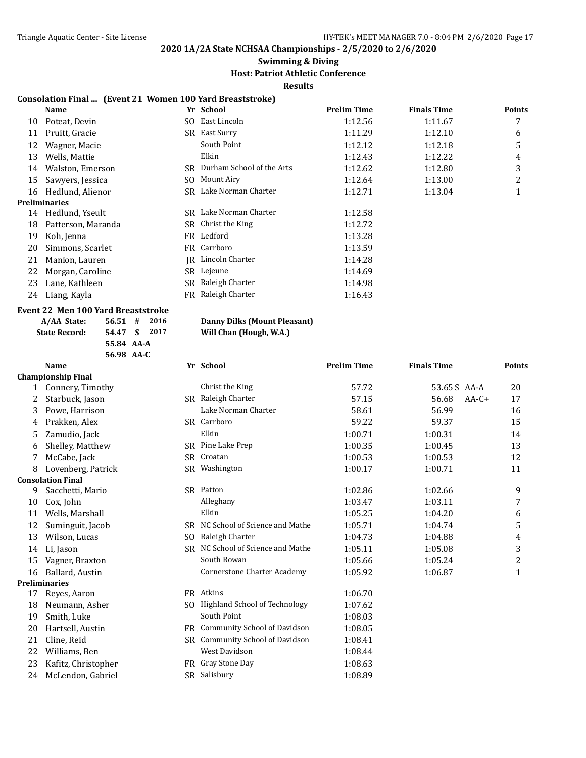**2020 1A/2A State NCHSAA Championships - 2/5/2020 to 2/6/2020**

**Swimming & Diving**

**Host: Patriot Athletic Conference**

**Results**

### Consolation Final ... (Event 21 Women 100 Yard Breaststroke)

| | Name | Yr | School | Prelim Time | Finals Time | Points |
|---|---|---|---|---|---|---|
| 10 | Poteat, Devin | SO | East Lincoln | 1:12.56 | 1:11.67 | 7 |
| 11 | Pruitt, Gracie | SR | East Surry | 1:11.29 | 1:12.10 | 6 |
| 12 | Wagner, Macie | | South Point | 1:12.12 | 1:12.18 | 5 |
| 13 | Wells, Mattie | | Elkin | 1:12.43 | 1:12.22 | 4 |
| 14 | Walston, Emerson | SR | Durham School of the Arts | 1:12.62 | 1:12.80 | 3 |
| 15 | Sawyers, Jessica | SO | Mount Airy | 1:12.64 | 1:13.00 | 2 |
| 16 | Hedlund, Alienor | SR | Lake Norman Charter | 1:12.71 | 1:13.04 | 1 |
| **Preliminaries** | | | | | | |
| 14 | Hedlund, Yseult | SR | Lake Norman Charter | 1:12.58 | | |
| 18 | Patterson, Maranda | SR | Christ the King | 1:12.72 | | |
| 19 | Koh, Jenna | FR | Ledford | 1:13.28 | | |
| 20 | Simmons, Scarlet | FR | Carrboro | 1:13.59 | | |
| 21 | Manion, Lauren | JR | Lincoln Charter | 1:14.28 | | |
| 22 | Morgan, Caroline | SR | Lejeune | 1:14.69 | | |
| 23 | Lane, Kathleen | SR | Raleigh Charter | 1:14.98 | | |
| 24 | Liang, Kayla | FR | Raleigh Charter | 1:16.43 | | |

### Event 22 Men 100 Yard Breaststroke

| | | | | |
|---|---|---|---|---|
| A/AA State: | 56.51 | # | 2016 | Danny Dilks (Mount Pleasant) |
| State Record: | 54.47 | S | 2017 | Will Chan (Hough, W.A.) |
| | 55.84 | AA-A | | |
| | 56.98 | AA-C | | |

| | Name | Yr | School | Prelim Time | Finals Time | Points |
|---|---|---|---|---|---|---|
| **Championship Final** | | | | | | |
| 1 | Connery, Timothy | | Christ the King | 57.72 | 53.65 S AA-A | 20 |
| 2 | Starbuck, Jason | SR | Raleigh Charter | 57.15 | 56.68 AA-C+ | 17 |
| 3 | Powe, Harrison | | Lake Norman Charter | 58.61 | 56.99 | 16 |
| 4 | Prakken, Alex | SR | Carrboro | 59.22 | 59.37 | 15 |
| 5 | Zamudio, Jack | | Elkin | 1:00.71 | 1:00.31 | 14 |
| 6 | Shelley, Matthew | SR | Pine Lake Prep | 1:00.35 | 1:00.45 | 13 |
| 7 | McCabe, Jack | SR | Croatan | 1:00.53 | 1:00.53 | 12 |
| 8 | Lovenberg, Patrick | SR | Washington | 1:00.17 | 1:00.71 | 11 |
| **Consolation Final** | | | | | | |
| 9 | Sacchetti, Mario | SR | Patton | 1:02.86 | 1:02.66 | 9 |
| 10 | Cox, John | | Alleghany | 1:03.47 | 1:03.11 | 7 |
| 11 | Wells, Marshall | | Elkin | 1:05.25 | 1:04.20 | 6 |
| 12 | Suminguit, Jacob | SR | NC School of Science and Mathe | 1:05.71 | 1:04.74 | 5 |
| 13 | Wilson, Lucas | SO | Raleigh Charter | 1:04.73 | 1:04.88 | 4 |
| 14 | Li, Jason | SR | NC School of Science and Mathe | 1:05.11 | 1:05.08 | 3 |
| 15 | Vagner, Braxton | | South Rowan | 1:05.66 | 1:05.24 | 2 |
| 16 | Ballard, Austin | | Cornerstone Charter Academy | 1:05.92 | 1:06.87 | 1 |
| **Preliminaries** | | | | | | |
| 17 | Reyes, Aaron | FR | Atkins | 1:06.70 | | |
| 18 | Neumann, Asher | SO | Highland School of Technology | 1:07.62 | | |
| 19 | Smith, Luke | | South Point | 1:08.03 | | |
| 20 | Hartsell, Austin | FR | Community School of Davidson | 1:08.05 | | |
| 21 | Cline, Reid | SR | Community School of Davidson | 1:08.41 | | |
| 22 | Williams, Ben | | West Davidson | 1:08.44 | | |
| 23 | Kafitz, Christopher | FR | Gray Stone Day | 1:08.63 | | |
| 24 | McLendon, Gabriel | SR | Salisbury | 1:08.89 | | |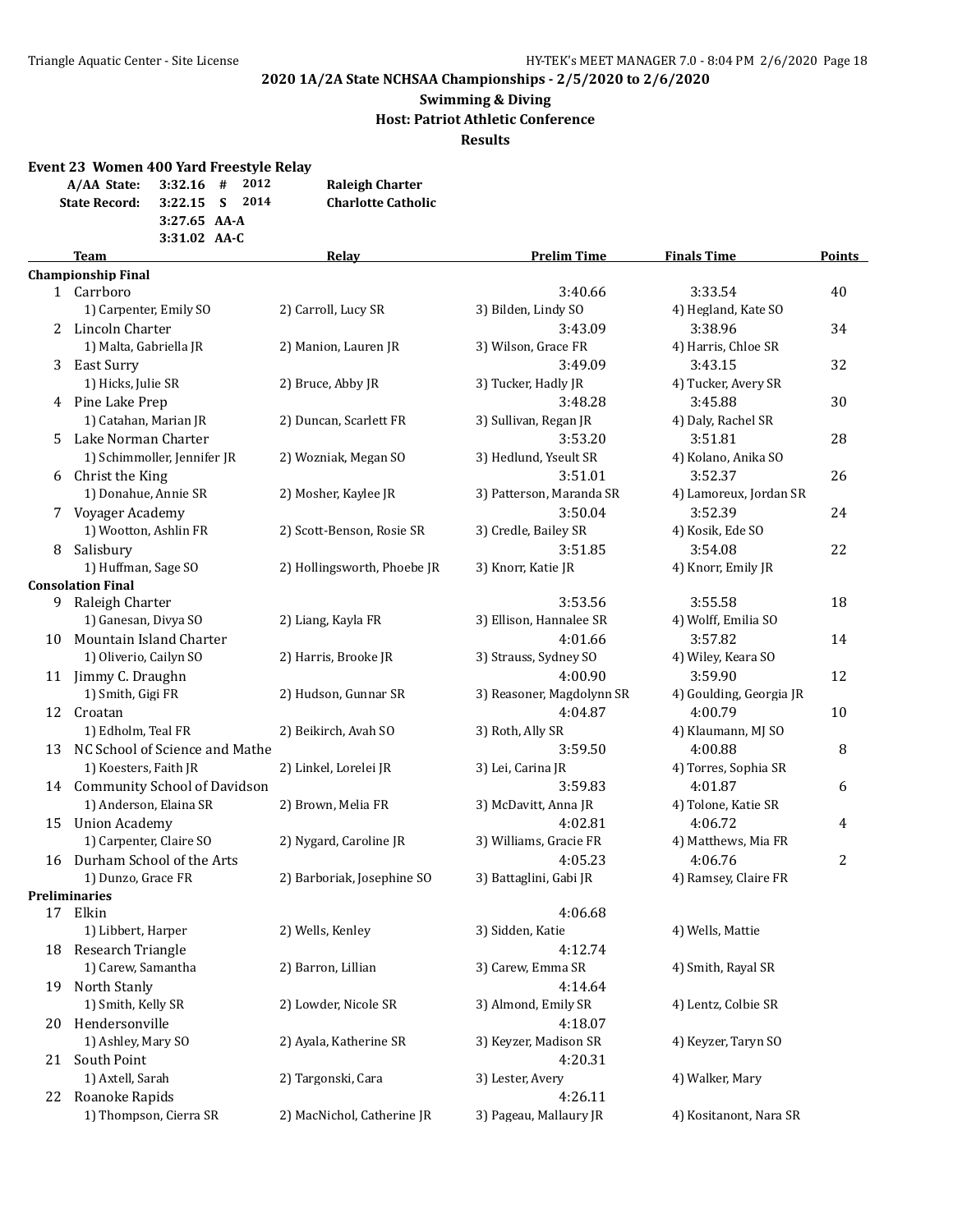**2020 1A/2A State NCHSAA Championships - 2/5/2020 to 2/6/2020**

**Swimming & Diving**

**Host: Patriot Athletic Conference**

**Results**

### Event 23 Women 400 Yard Freestyle Relay

| | | | | |
|---|---|---|---|---|
| A/AA State: | 3:32.16 | # | 2012 | Raleigh Charter |
| State Record: | 3:22.15 | S | 2014 | Charlotte Catholic |
| | 3:27.65 | AA-A | | |
| | 3:31.02 | AA-C | | |

| | Team | Relay | Prelim Time | Finals Time | Points |
|---|---|---|---|---|---|
| **Championship Final** | | | | | |
| 1 | Carrboro | | 3:40.66 | 3:33.54 | 40 |
| | 1) Carpenter, Emily SO | 2) Carroll, Lucy SR | 3) Bilden, Lindy SO | 4) Hegland, Kate SO | |
| 2 | Lincoln Charter | | 3:43.09 | 3:38.96 | 34 |
| | 1) Malta, Gabriella JR | 2) Manion, Lauren JR | 3) Wilson, Grace FR | 4) Harris, Chloe SR | |
| 3 | East Surry | | 3:49.09 | 3:43.15 | 32 |
| | 1) Hicks, Julie SR | 2) Bruce, Abby JR | 3) Tucker, Hadly JR | 4) Tucker, Avery SR | |
| 4 | Pine Lake Prep | | 3:48.28 | 3:45.88 | 30 |
| | 1) Catahan, Marian JR | 2) Duncan, Scarlett FR | 3) Sullivan, Regan JR | 4) Daly, Rachel SR | |
| 5 | Lake Norman Charter | | 3:53.20 | 3:51.81 | 28 |
| | 1) Schimmoller, Jennifer JR | 2) Wozniak, Megan SO | 3) Hedlund, Yseult SR | 4) Kolano, Anika SO | |
| 6 | Christ the King | | 3:51.01 | 3:52.37 | 26 |
| | 1) Donahue, Annie SR | 2) Mosher, Kaylee JR | 3) Patterson, Maranda SR | 4) Lamoreux, Jordan SR | |
| 7 | Voyager Academy | | 3:50.04 | 3:52.39 | 24 |
| | 1) Wootton, Ashlin FR | 2) Scott-Benson, Rosie SR | 3) Credle, Bailey SR | 4) Kosik, Ede SO | |
| 8 | Salisbury | | 3:51.85 | 3:54.08 | 22 |
| | 1) Huffman, Sage SO | 2) Hollingsworth, Phoebe JR | 3) Knorr, Katie JR | 4) Knorr, Emily JR | |
| **Consolation Final** | | | | | |
| 9 | Raleigh Charter | | 3:53.56 | 3:55.58 | 18 |
| | 1) Ganesan, Divya SO | 2) Liang, Kayla FR | 3) Ellison, Hannalee SR | 4) Wolff, Emilia SO | |
| 10 | Mountain Island Charter | | 4:01.66 | 3:57.82 | 14 |
| | 1) Oliverio, Cailyn SO | 2) Harris, Brooke JR | 3) Strauss, Sydney SO | 4) Wiley, Keara SO | |
| 11 | Jimmy C. Draughn | | 4:00.90 | 3:59.90 | 12 |
| | 1) Smith, Gigi FR | 2) Hudson, Gunnar SR | 3) Reasoner, Magdolynn SR | 4) Goulding, Georgia JR | |
| 12 | Croatan | | 4:04.87 | 4:00.79 | 10 |
| | 1) Edholm, Teal FR | 2) Beikirch, Avah SO | 3) Roth, Ally SR | 4) Klaumann, MJ SO | |
| 13 | NC School of Science and Mathe | | 3:59.50 | 4:00.88 | 8 |
| | 1) Koesters, Faith JR | 2) Linkel, Lorelei JR | 3) Lei, Carina JR | 4) Torres, Sophia SR | |
| 14 | Community School of Davidson | | 3:59.83 | 4:01.87 | 6 |
| | 1) Anderson, Elaina SR | 2) Brown, Melia FR | 3) McDavitt, Anna JR | 4) Tolone, Katie SR | |
| 15 | Union Academy | | 4:02.81 | 4:06.72 | 4 |
| | 1) Carpenter, Claire SO | 2) Nygard, Caroline JR | 3) Williams, Gracie FR | 4) Matthews, Mia FR | |
| 16 | Durham School of the Arts | | 4:05.23 | 4:06.76 | 2 |
| | 1) Dunzo, Grace FR | 2) Barboriak, Josephine SO | 3) Battaglini, Gabi JR | 4) Ramsey, Claire FR | |
| **Preliminaries** | | | | | |
| 17 | Elkin | | 4:06.68 | | |
| | 1) Libbert, Harper | 2) Wells, Kenley | 3) Sidden, Katie | 4) Wells, Mattie | |
| 18 | Research Triangle | | 4:12.74 | | |
| | 1) Carew, Samantha | 2) Barron, Lillian | 3) Carew, Emma SR | 4) Smith, Rayal SR | |
| 19 | North Stanly | | 4:14.64 | | |
| | 1) Smith, Kelly SR | 2) Lowder, Nicole SR | 3) Almond, Emily SR | 4) Lentz, Colbie SR | |
| 20 | Hendersonville | | 4:18.07 | | |
| | 1) Ashley, Mary SO | 2) Ayala, Katherine SR | 3) Keyzer, Madison SR | 4) Keyzer, Taryn SO | |
| 21 | South Point | | 4:20.31 | | |
| | 1) Axtell, Sarah | 2) Targonski, Cara | 3) Lester, Avery | 4) Walker, Mary | |
| 22 | Roanoke Rapids | | 4:26.11 | | |
| | 1) Thompson, Cierra SR | 2) MacNichol, Catherine JR | 3) Pageau, Mallaury JR | 4) Kositanont, Nara SR | |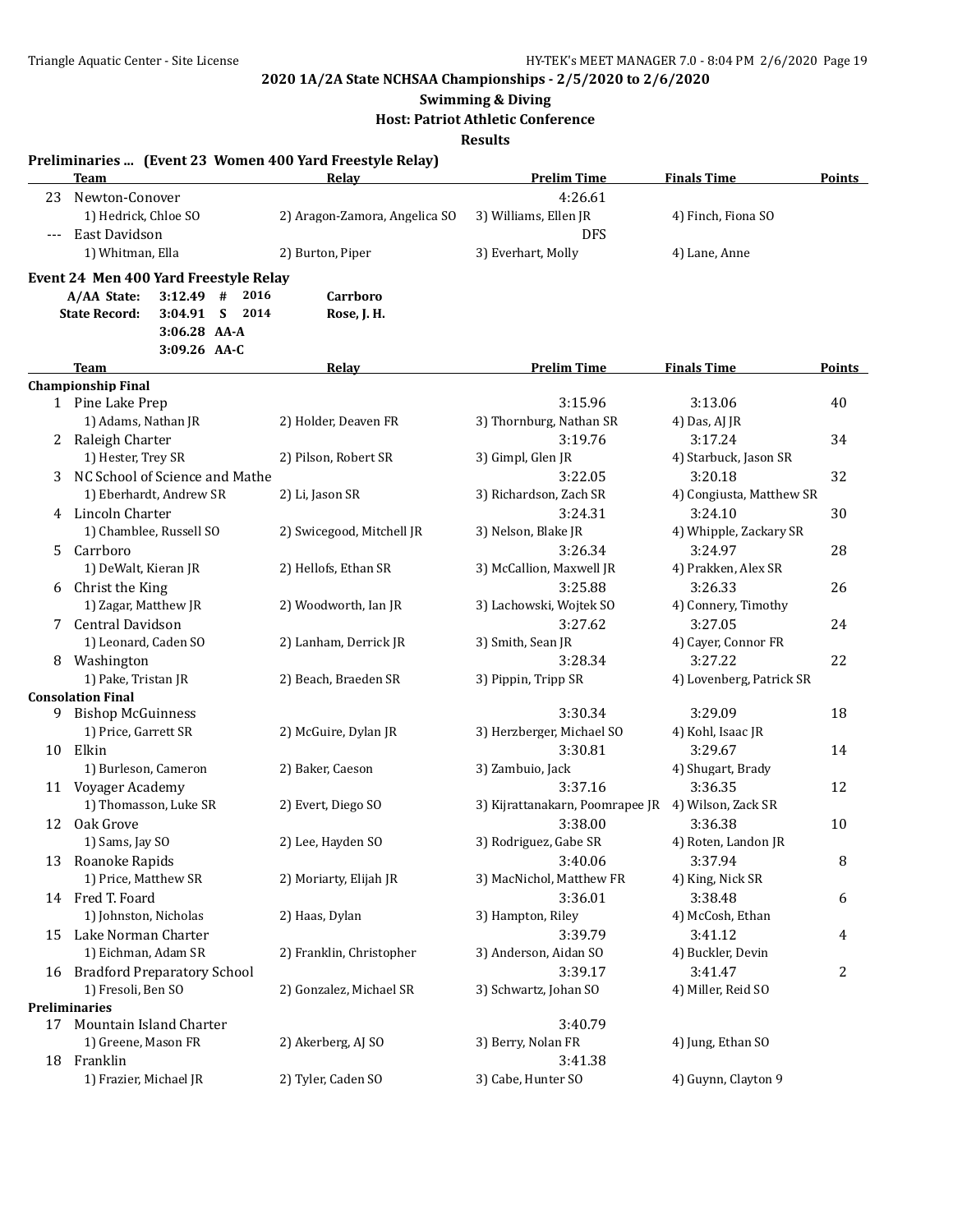**2020 1A/2A State NCHSAA Championships - 2/5/2020 to 2/6/2020**

**Swimming & Diving**

**Host: Patriot Athletic Conference**

**Results**

### Preliminaries ... (Event 23 Women 400 Yard Freestyle Relay)

| | Team | Relay | Prelim Time | Finals Time | Points |
|---|---|---|---|---|---|
| 23 | Newton-Conover | | 4:26.61 | | |
| | 1) Hedrick, Chloe SO | 2) Aragon-Zamora, Angelica SO | 3) Williams, Ellen JR | 4) Finch, Fiona SO | |
| --- | East Davidson | | DFS | | |
| | 1) Whitman, Ella | 2) Burton, Piper | 3) Everhart, Molly | 4) Lane, Anne | |

### Event 24 Men 400 Yard Freestyle Relay

| | | | | |
|---|---|---|---|---|
| A/AA State: | 3:12.49 | # | 2016 | Carrboro |
| State Record: | 3:04.91 | S | 2014 | Rose, J. H. |
| | 3:06.28 | AA-A | | |
| | 3:09.26 | AA-C | | |

| | Team | Relay | Prelim Time | Finals Time | Points |
|---|---|---|---|---|---|
| **Championship Final** | | | | | |
| 1 | Pine Lake Prep | | 3:15.96 | 3:13.06 | 40 |
| | 1) Adams, Nathan JR | 2) Holder, Deaven FR | 3) Thornburg, Nathan SR | 4) Das, AJ JR | |
| 2 | Raleigh Charter | | 3:19.76 | 3:17.24 | 34 |
| | 1) Hester, Trey SR | 2) Pilson, Robert SR | 3) Gimpl, Glen JR | 4) Starbuck, Jason SR | |
| 3 | NC School of Science and Mathe | | 3:22.05 | 3:20.18 | 32 |
| | 1) Eberhardt, Andrew SR | 2) Li, Jason SR | 3) Richardson, Zach SR | 4) Congiusta, Matthew SR | |
| 4 | Lincoln Charter | | 3:24.31 | 3:24.10 | 30 |
| | 1) Chamblee, Russell SO | 2) Swicegood, Mitchell JR | 3) Nelson, Blake JR | 4) Whipple, Zackary SR | |
| 5 | Carrboro | | 3:26.34 | 3:24.97 | 28 |
| | 1) DeWalt, Kieran JR | 2) Hellofs, Ethan SR | 3) McCallion, Maxwell JR | 4) Prakken, Alex SR | |
| 6 | Christ the King | | 3:25.88 | 3:26.33 | 26 |
| | 1) Zagar, Matthew JR | 2) Woodworth, Ian JR | 3) Lachowski, Wojtek SO | 4) Connery, Timothy | |
| 7 | Central Davidson | | 3:27.62 | 3:27.05 | 24 |
| | 1) Leonard, Caden SO | 2) Lanham, Derrick JR | 3) Smith, Sean JR | 4) Cayer, Connor FR | |
| 8 | Washington | | 3:28.34 | 3:27.22 | 22 |
| | 1) Pake, Tristan JR | 2) Beach, Braeden SR | 3) Pippin, Tripp SR | 4) Lovenberg, Patrick SR | |
| **Consolation Final** | | | | | |
| 9 | Bishop McGuinness | | 3:30.34 | 3:29.09 | 18 |
| | 1) Price, Garrett SR | 2) McGuire, Dylan JR | 3) Herzberger, Michael SO | 4) Kohl, Isaac JR | |
| 10 | Elkin | | 3:30.81 | 3:29.67 | 14 |
| | 1) Burleson, Cameron | 2) Baker, Caeson | 3) Zambuio, Jack | 4) Shugart, Brady | |
| 11 | Voyager Academy | | 3:37.16 | 3:36.35 | 12 |
| | 1) Thomasson, Luke SR | 2) Evert, Diego SO | 3) Kijrattanakarn, Poomrapee JR | 4) Wilson, Zack SR | |
| 12 | Oak Grove | | 3:38.00 | 3:36.38 | 10 |
| | 1) Sams, Jay SO | 2) Lee, Hayden SO | 3) Rodriguez, Gabe SR | 4) Roten, Landon JR | |
| 13 | Roanoke Rapids | | 3:40.06 | 3:37.94 | 8 |
| | 1) Price, Matthew SR | 2) Moriarty, Elijah JR | 3) MacNichol, Matthew FR | 4) King, Nick SR | |
| 14 | Fred T. Foard | | 3:36.01 | 3:38.48 | 6 |
| | 1) Johnston, Nicholas | 2) Haas, Dylan | 3) Hampton, Riley | 4) McCosh, Ethan | |
| 15 | Lake Norman Charter | | 3:39.79 | 3:41.12 | 4 |
| | 1) Eichman, Adam SR | 2) Franklin, Christopher | 3) Anderson, Aidan SO | 4) Buckler, Devin | |
| 16 | Bradford Preparatory School | | 3:39.17 | 3:41.47 | 2 |
| | 1) Fresoli, Ben SO | 2) Gonzalez, Michael SR | 3) Schwartz, Johan SO | 4) Miller, Reid SO | |
| **Preliminaries** | | | | | |
| 17 | Mountain Island Charter | | 3:40.79 | | |
| | 1) Greene, Mason FR | 2) Akerberg, AJ SO | 3) Berry, Nolan FR | 4) Jung, Ethan SO | |
| 18 | Franklin | | 3:41.38 | | |
| | 1) Frazier, Michael JR | 2) Tyler, Caden SO | 3) Cabe, Hunter SO | 4) Guynn, Clayton 9 | |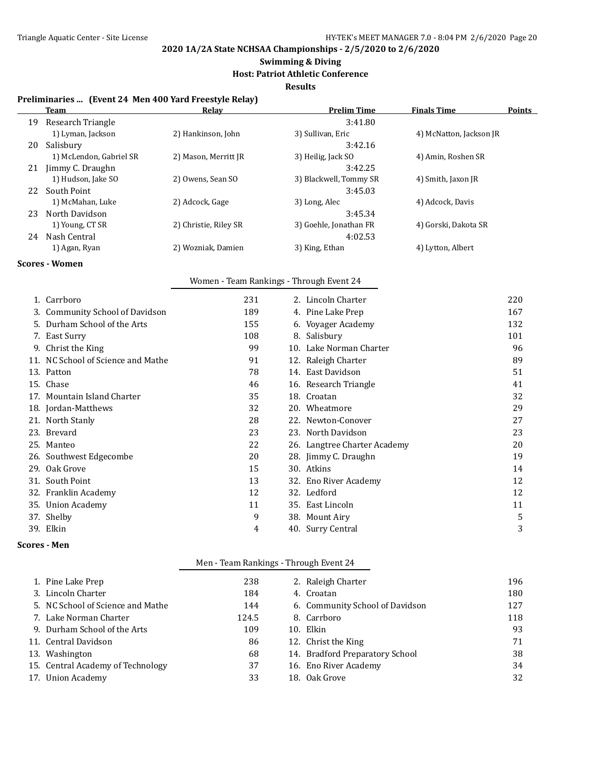**2020 1A/2A State NCHSAA Championships - 2/5/2020 to 2/6/2020**

**Swimming & Diving**

**Host: Patriot Athletic Conference**

**Results**

### Preliminaries ... (Event 24 Men 400 Yard Freestyle Relay)

| | Team | Relay | Prelim Time | Finals Time | Points |
|---|---|---|---|---|---|
| 19 | Research Triangle | | 3:41.80 | | |
| | 1) Lyman, Jackson | 2) Hankinson, John | 3) Sullivan, Eric | 4) McNatton, Jackson JR | |
| 20 | Salisbury | | 3:42.16 | | |
| | 1) McLendon, Gabriel SR | 2) Mason, Merritt JR | 3) Heilig, Jack SO | 4) Amin, Roshen SR | |
| 21 | Jimmy C. Draughn | | 3:42.25 | | |
| | 1) Hudson, Jake SO | 2) Owens, Sean SO | 3) Blackwell, Tommy SR | 4) Smith, Jaxon JR | |
| 22 | South Point | | 3:45.03 | | |
| | 1) McMahan, Luke | 2) Adcock, Gage | 3) Long, Alec | 4) Adcock, Davis | |
| 23 | North Davidson | | 3:45.34 | | |
| | 1) Young, CT SR | 2) Christie, Riley SR | 3) Goehle, Jonathan FR | 4) Gorski, Dakota SR | |
| 24 | Nash Central | | 4:02.53 | | |
| | 1) Agan, Ryan | 2) Wozniak, Damien | 3) King, Ethan | 4) Lytton, Albert | |

### Scores - Women

Women - Team Rankings - Through Event 24

| Place | Team | Points | Place | Team | Points |
|---|---|---|---|---|---|
| 1. | Carrboro | 231 | 2. | Lincoln Charter | 220 |
| 3. | Community School of Davidson | 189 | 4. | Pine Lake Prep | 167 |
| 5. | Durham School of the Arts | 155 | 6. | Voyager Academy | 132 |
| 7. | East Surry | 108 | 8. | Salisbury | 101 |
| 9. | Christ the King | 99 | 10. | Lake Norman Charter | 96 |
| 11. | NC School of Science and Mathe | 91 | 12. | Raleigh Charter | 89 |
| 13. | Patton | 78 | 14. | East Davidson | 51 |
| 15. | Chase | 46 | 16. | Research Triangle | 41 |
| 17. | Mountain Island Charter | 35 | 18. | Croatan | 32 |
| 18. | Jordan-Matthews | 32 | 20. | Wheatmore | 29 |
| 21. | North Stanly | 28 | 22. | Newton-Conover | 27 |
| 23. | Brevard | 23 | 23. | North Davidson | 23 |
| 25. | Manteo | 22 | 26. | Langtree Charter Academy | 20 |
| 26. | Southwest Edgecombe | 20 | 28. | Jimmy C. Draughn | 19 |
| 29. | Oak Grove | 15 | 30. | Atkins | 14 |
| 31. | South Point | 13 | 32. | Eno River Academy | 12 |
| 32. | Franklin Academy | 12 | 32. | Ledford | 12 |
| 35. | Union Academy | 11 | 35. | East Lincoln | 11 |
| 37. | Shelby | 9 | 38. | Mount Airy | 5 |
| 39. | Elkin | 4 | 40. | Surry Central | 3 |

### Scores - Men

Men - Team Rankings - Through Event 24

| Place | Team | Points | Place | Team | Points |
|---|---|---|---|---|---|
| 1. | Pine Lake Prep | 238 | 2. | Raleigh Charter | 196 |
| 3. | Lincoln Charter | 184 | 4. | Croatan | 180 |
| 5. | NC School of Science and Mathe | 144 | 6. | Community School of Davidson | 127 |
| 7. | Lake Norman Charter | 124.5 | 8. | Carrboro | 118 |
| 9. | Durham School of the Arts | 109 | 10. | Elkin | 93 |
| 11. | Central Davidson | 86 | 12. | Christ the King | 71 |
| 13. | Washington | 68 | 14. | Bradford Preparatory School | 38 |
| 15. | Central Academy of Technology | 37 | 16. | Eno River Academy | 34 |
| 17. | Union Academy | 33 | 18. | Oak Grove | 32 |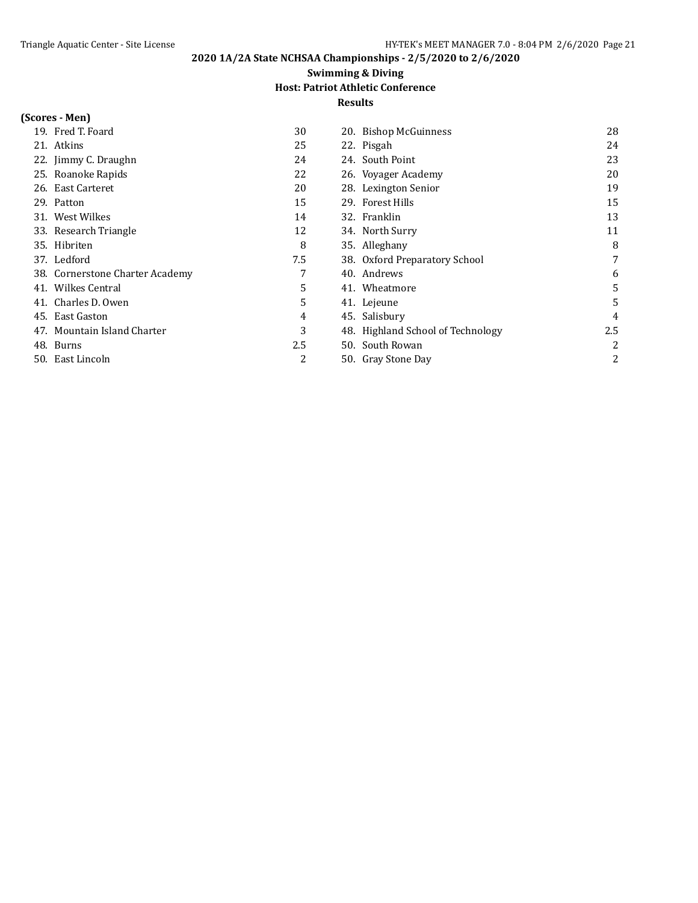**2020 1A/2A State NCHSAA Championships - 2/5/2020 to 2/6/2020**

**Swimming & Diving**

**Host: Patriot Athletic Conference**

**Results**

**(Scores - Men)**

| | | | | | |
|---|---|---|---|---|---|
| 19. | Fred T. Foard | 30 | 20. | Bishop McGuinness | 28 |
| 21. | Atkins | 25 | 22. | Pisgah | 24 |
| 22. | Jimmy C. Draughn | 24 | 24. | South Point | 23 |
| 25. | Roanoke Rapids | 22 | 26. | Voyager Academy | 20 |
| 26. | East Carteret | 20 | 28. | Lexington Senior | 19 |
| 29. | Patton | 15 | 29. | Forest Hills | 15 |
| 31. | West Wilkes | 14 | 32. | Franklin | 13 |
| 33. | Research Triangle | 12 | 34. | North Surry | 11 |
| 35. | Hibriten | 8 | 35. | Alleghany | 8 |
| 37. | Ledford | 7.5 | 38. | Oxford Preparatory School | 7 |
| 38. | Cornerstone Charter Academy | 7 | 40. | Andrews | 6 |
| 41. | Wilkes Central | 5 | 41. | Wheatmore | 5 |
| 41. | Charles D. Owen | 5 | 41. | Lejeune | 5 |
| 45. | East Gaston | 4 | 45. | Salisbury | 4 |
| 47. | Mountain Island Charter | 3 | 48. | Highland School of Technology | 2.5 |
| 48. | Burns | 2.5 | 50. | South Rowan | 2 |
| 50. | East Lincoln | 2 | 50. | Gray Stone Day | 2 |